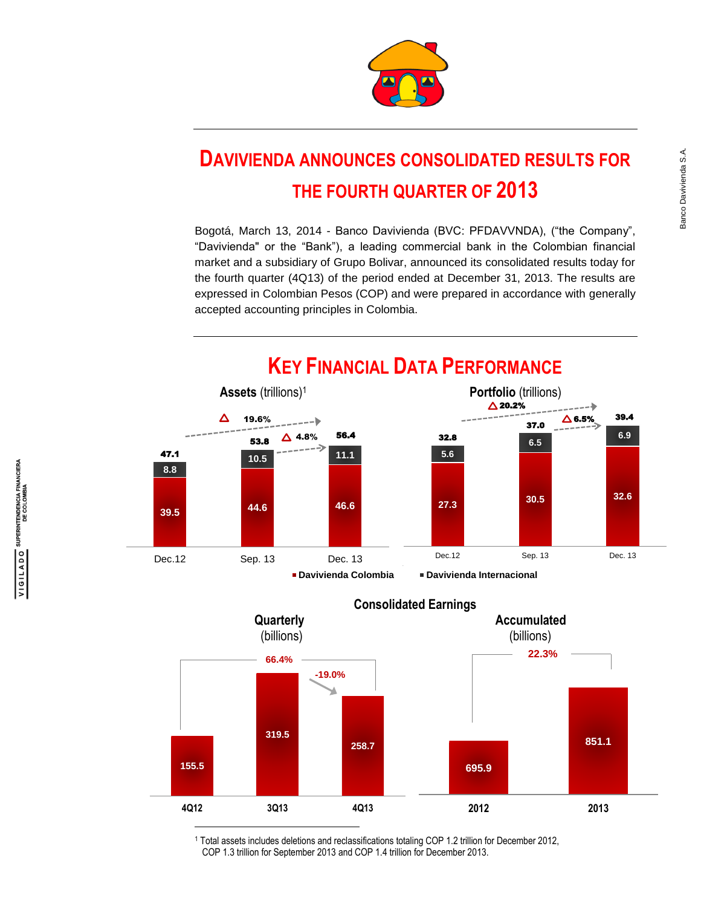# DAVIVIENDA ANNOUNCES CONSOLIDATED RESULTS FOR THE FOURTH QUARTER OF 2013

Bogotá, March 13, 2014 - Banco Davivienda (BVC: PFDAVVNDA), ("the Company", "Davivienda" or the "Bank"), a leading commercial bank in the Colombian financial market and a subsidiary of Grupo Bolivar, announced its consolidated results today for the fourth quarter (4Q13) of the period ended at December 31, 2013. The results are expressed in Colombian Pesos (COP) and were prepared in accordance with generally accepted accounting principles in Colombia.

## KEY FINANCIAL DATA PERFORMANCE

**Assets** (trillions)[1]

| | Dec.12 | Sep. 13 | Dec. 13 |
|---|---|---|---|
| Davivienda Colombia | 39.5 | 44.6 | 46.6 |
| Davivienda Internacional | 8.8 | 10.5 | 11.1 |
| Total | 47.1 | 53.8 | 56.4 |

Δ 19.6% (Dec.12 – Dec.13); Δ 4.8% (Sep.13 – Dec.13)

**Portfolio** (trillions)

| | Dec.12 | Sep. 13 | Dec. 13 |
|---|---|---|---|
| Davivienda Colombia | 27.3 | 30.5 | 32.6 |
| Davivienda Internacional | 5.6 | 6.5 | 6.9 |
| Total | 32.8 | 37.0 | 39.4 |

Δ 20.2% (Dec.12 – Dec.13); Δ 6.5% (Sep.13 – Dec.13)

**Consolidated Earnings**

**Quarterly** (billions)

| 4Q12 | 3Q13 | 4Q13 |
|---|---|---|
| 155.5 | 319.5 | 258.7 |

66.4% (4Q12 – 4Q13); -19.0% (3Q13 – 4Q13)

**Accumulated** (billions)

| 2012 | 2013 |
|---|---|
| 695.9 | 851.1 |

22.3%

[1] Total assets includes deletions and reclassifications totaling COP 1.2 trillion for December 2012, COP 1.3 trillion for September 2013 and COP 1.4 trillion for December 2013.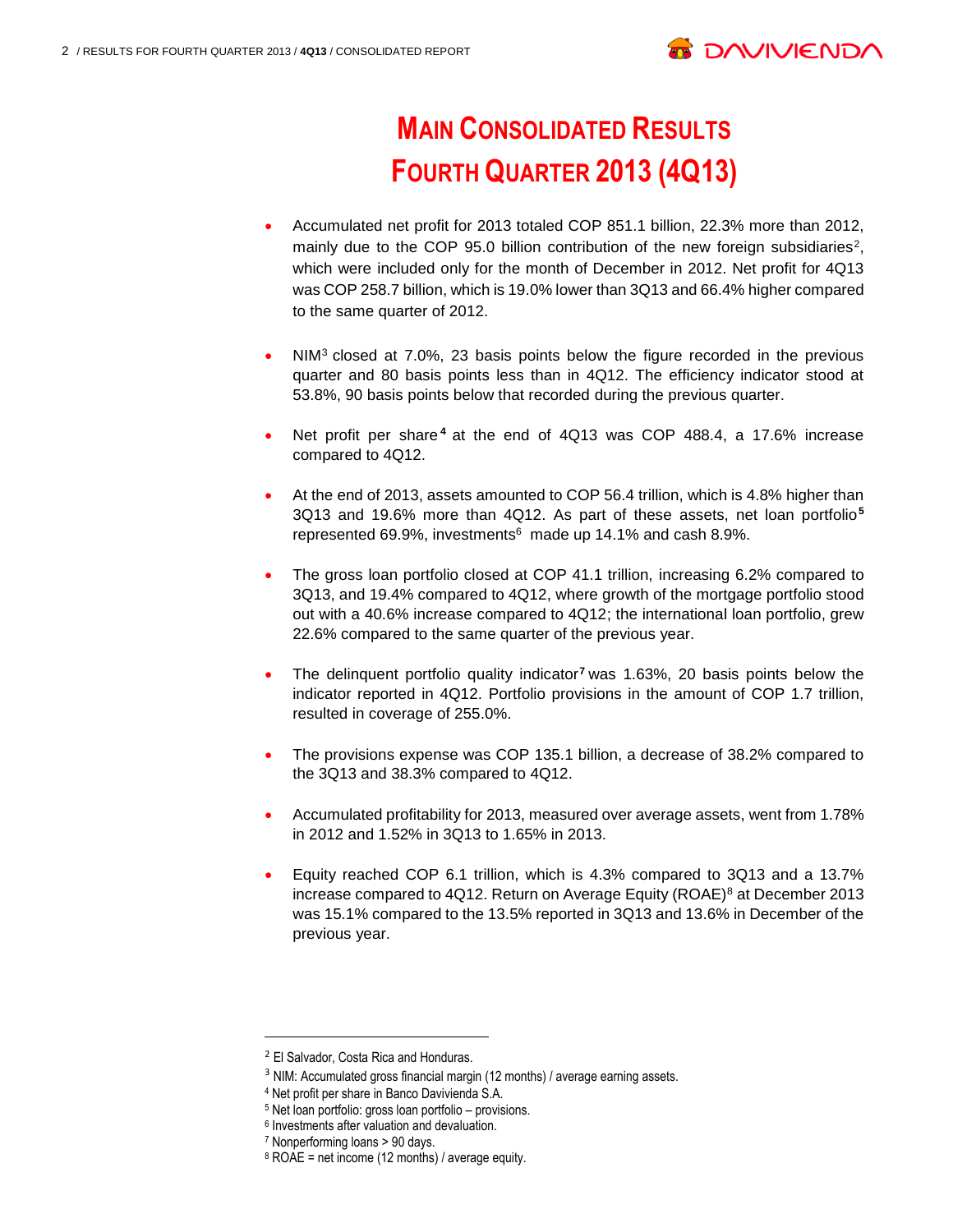# MAIN CONSOLIDATED RESULTS FOURTH QUARTER 2013 (4Q13)

- Accumulated net profit for 2013 totaled COP 851.1 billion, 22.3% more than 2012, mainly due to the COP 95.0 billion contribution of the new foreign subsidiaries[2], which were included only for the month of December in 2012. Net profit for 4Q13 was COP 258.7 billion, which is 19.0% lower than 3Q13 and 66.4% higher compared to the same quarter of 2012.

- NIM[3] closed at 7.0%, 23 basis points below the figure recorded in the previous quarter and 80 basis points less than in 4Q12. The efficiency indicator stood at 53.8%, 90 basis points below that recorded during the previous quarter.

- Net profit per share[4] at the end of 4Q13 was COP 488.4, a 17.6% increase compared to 4Q12.

- At the end of 2013, assets amounted to COP 56.4 trillion, which is 4.8% higher than 3Q13 and 19.6% more than 4Q12. As part of these assets, net loan portfolio[5] represented 69.9%, investments[6] made up 14.1% and cash 8.9%.

- The gross loan portfolio closed at COP 41.1 trillion, increasing 6.2% compared to 3Q13, and 19.4% compared to 4Q12, where growth of the mortgage portfolio stood out with a 40.6% increase compared to 4Q12; the international loan portfolio, grew 22.6% compared to the same quarter of the previous year.

- The delinquent portfolio quality indicator[7] was 1.63%, 20 basis points below the indicator reported in 4Q12. Portfolio provisions in the amount of COP 1.7 trillion, resulted in coverage of 255.0%.

- The provisions expense was COP 135.1 billion, a decrease of 38.2% compared to the 3Q13 and 38.3% compared to 4Q12.

- Accumulated profitability for 2013, measured over average assets, went from 1.78% in 2012 and 1.52% in 3Q13 to 1.65% in 2013.

- Equity reached COP 6.1 trillion, which is 4.3% compared to 3Q13 and a 13.7% increase compared to 4Q12. Return on Average Equity (ROAE)[8] at December 2013 was 15.1% compared to the 13.5% reported in 3Q13 and 13.6% in December of the previous year.

---

[2] El Salvador, Costa Rica and Honduras.

[3] NIM: Accumulated gross financial margin (12 months) / average earning assets.

[4] Net profit per share in Banco Davivienda S.A.

[5] Net loan portfolio: gross loan portfolio – provisions.

[6] Investments after valuation and devaluation.

[7] Nonperforming loans > 90 days.

[8] ROAE = net income (12 months) / average equity.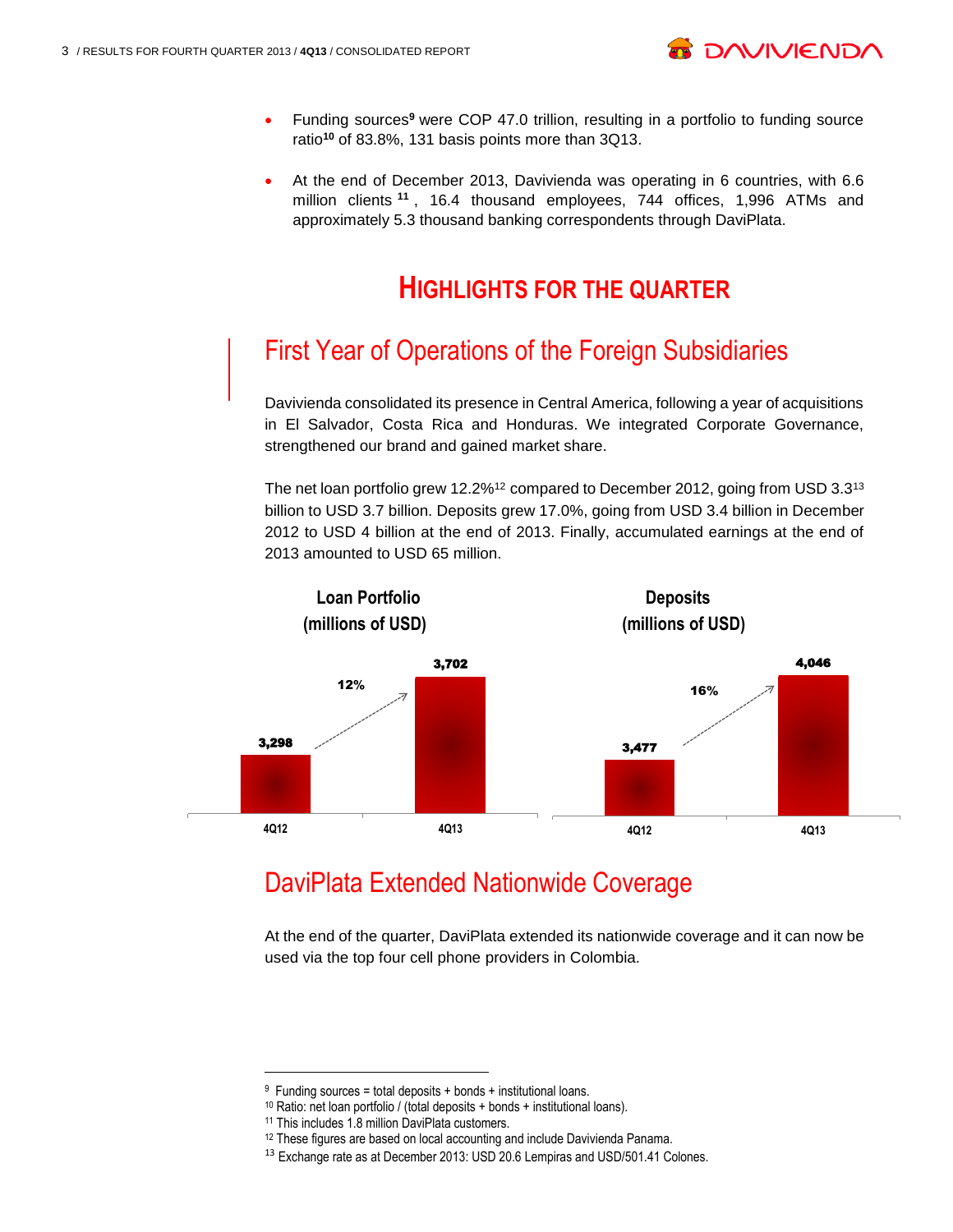- Funding sources[9] were COP 47.0 trillion, resulting in a portfolio to funding source ratio[10] of 83.8%, 131 basis points more than 3Q13.

- At the end of December 2013, Davivienda was operating in 6 countries, with 6.6 million clients [11], 16.4 thousand employees, 744 offices, 1,996 ATMs and approximately 5.3 thousand banking correspondents through DaviPlata.

# HIGHLIGHTS FOR THE QUARTER

## First Year of Operations of the Foreign Subsidiaries

Davivienda consolidated its presence in Central America, following a year of acquisitions in El Salvador, Costa Rica and Honduras. We integrated Corporate Governance, strengthened our brand and gained market share.

The net loan portfolio grew 12.2%[12] compared to December 2012, going from USD 3.3[13] billion to USD 3.7 billion. Deposits grew 17.0%, going from USD 3.4 billion in December 2012 to USD 4 billion at the end of 2013. Finally, accumulated earnings at the end of 2013 amounted to USD 65 million.

**Loan Portfolio (millions of USD)**

| | 4Q12 | 4Q13 |
|---|---|---|
| Loan Portfolio | 3,298 | 3,702 |

Growth: 12%

**Deposits (millions of USD)**

| | 4Q12 | 4Q13 |
|---|---|---|
| Deposits | 3,477 | 4,046 |

Growth: 16%

## DaviPlata Extended Nationwide Coverage

At the end of the quarter, DaviPlata extended its nationwide coverage and it can now be used via the top four cell phone providers in Colombia.

---

[9] Funding sources = total deposits + bonds + institutional loans.
[10] Ratio: net loan portfolio / (total deposits + bonds + institutional loans).
[11] This includes 1.8 million DaviPlata customers.
[12] These figures are based on local accounting and include Davivienda Panama.
[13] Exchange rate as at December 2013: USD 20.6 Lempiras and USD/501.41 Colones.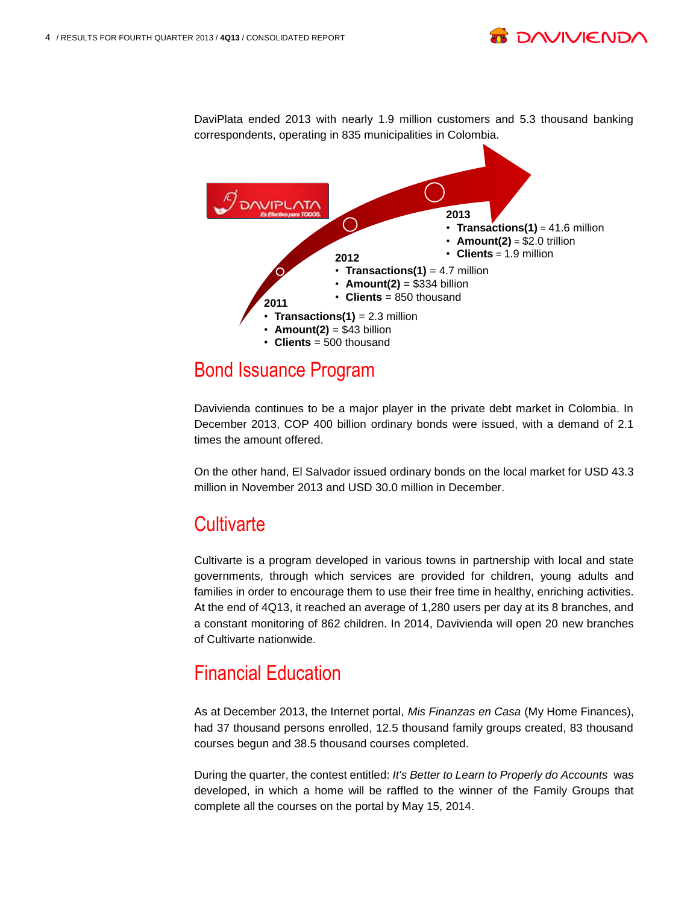DaviPlata ended 2013 with nearly 1.9 million customers and 5.3 thousand banking correspondents, operating in 835 municipalities in Colombia.

DAVIPLATA
Es Efectivo para TODOS.

**2011**

- **Transactions(1)** = 2.3 million
- **Amount(2)** = $43 billion
- **Clients** = 500 thousand

**2012**

- **Transactions(1)** = 4.7 million
- **Amount(2)** = $334 billion
- **Clients** = 850 thousand

**2013**

- **Transactions(1)** = 41.6 million
- **Amount(2)** = $2.0 trillion
- **Clients** = 1.9 million

## Bond Issuance Program

Davivienda continues to be a major player in the private debt market in Colombia. In December 2013, COP 400 billion ordinary bonds were issued, with a demand of 2.1 times the amount offered.

On the other hand, El Salvador issued ordinary bonds on the local market for USD 43.3 million in November 2013 and USD 30.0 million in December.

## Cultivarte

Cultivarte is a program developed in various towns in partnership with local and state governments, through which services are provided for children, young adults and families in order to encourage them to use their free time in healthy, enriching activities. At the end of 4Q13, it reached an average of 1,280 users per day at its 8 branches, and a constant monitoring of 862 children. In 2014, Davivienda will open 20 new branches of Cultivarte nationwide.

## Financial Education

As at December 2013, the Internet portal, *Mis Finanzas en Casa* (My Home Finances), had 37 thousand persons enrolled, 12.5 thousand family groups created, 83 thousand courses begun and 38.5 thousand courses completed.

During the quarter, the contest entitled: *It's Better to Learn to Properly do Accounts* was developed, in which a home will be raffled to the winner of the Family Groups that complete all the courses on the portal by May 15, 2014.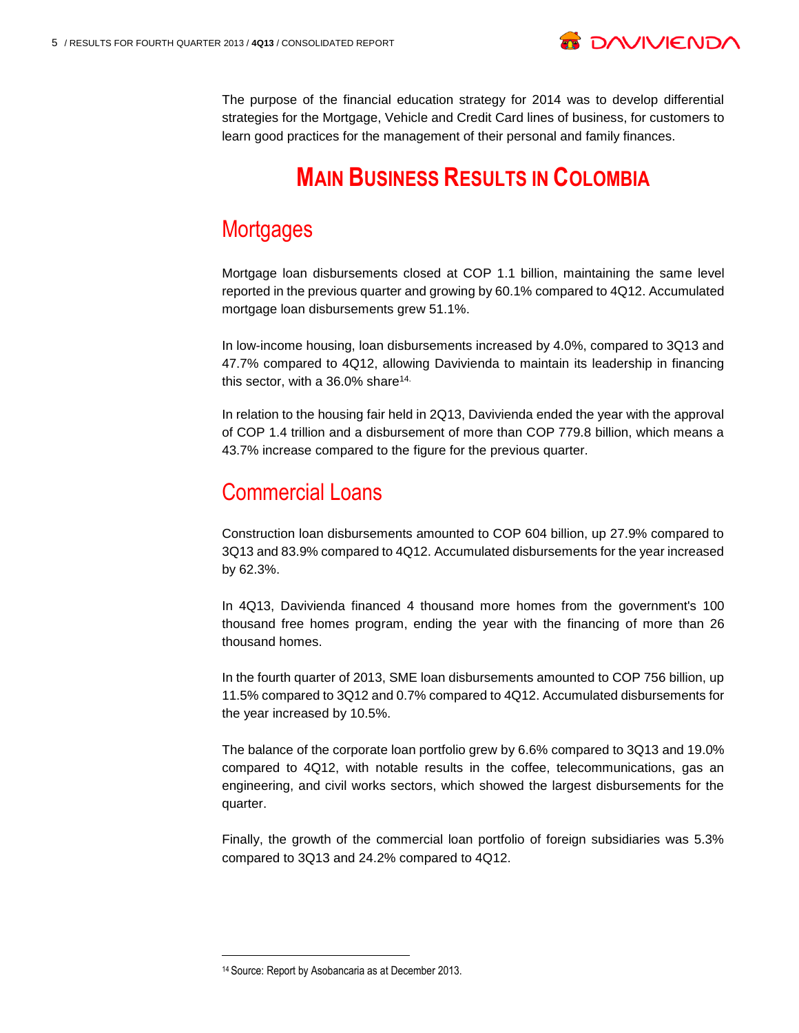The purpose of the financial education strategy for 2014 was to develop differential strategies for the Mortgage, Vehicle and Credit Card lines of business, for customers to learn good practices for the management of their personal and family finances.

# MAIN BUSINESS RESULTS IN COLOMBIA

## Mortgages

Mortgage loan disbursements closed at COP 1.1 billion, maintaining the same level reported in the previous quarter and growing by 60.1% compared to 4Q12. Accumulated mortgage loan disbursements grew 51.1%.

In low-income housing, loan disbursements increased by 4.0%, compared to 3Q13 and 47.7% compared to 4Q12, allowing Davivienda to maintain its leadership in financing this sector, with a 36.0% share[14].

In relation to the housing fair held in 2Q13, Davivienda ended the year with the approval of COP 1.4 trillion and a disbursement of more than COP 779.8 billion, which means a 43.7% increase compared to the figure for the previous quarter.

## Commercial Loans

Construction loan disbursements amounted to COP 604 billion, up 27.9% compared to 3Q13 and 83.9% compared to 4Q12. Accumulated disbursements for the year increased by 62.3%.

In 4Q13, Davivienda financed 4 thousand more homes from the government's 100 thousand free homes program, ending the year with the financing of more than 26 thousand homes.

In the fourth quarter of 2013, SME loan disbursements amounted to COP 756 billion, up 11.5% compared to 3Q12 and 0.7% compared to 4Q12. Accumulated disbursements for the year increased by 10.5%.

The balance of the corporate loan portfolio grew by 6.6% compared to 3Q13 and 19.0% compared to 4Q12, with notable results in the coffee, telecommunications, gas an engineering, and civil works sectors, which showed the largest disbursements for the quarter.

Finally, the growth of the commercial loan portfolio of foreign subsidiaries was 5.3% compared to 3Q13 and 24.2% compared to 4Q12.

---

[14] Source: Report by Asobancaria as at December 2013.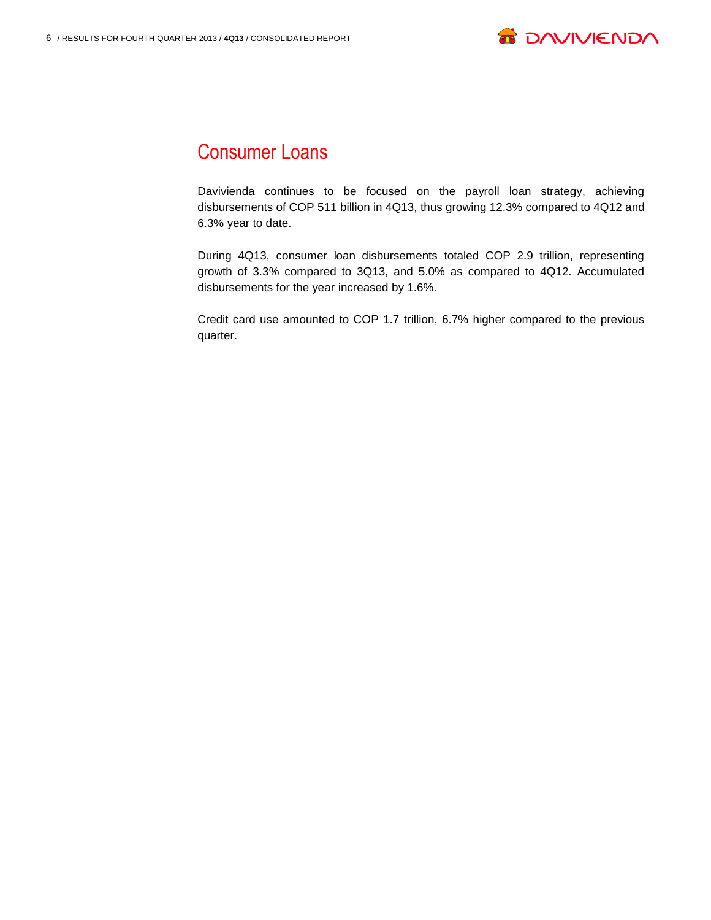## Consumer Loans

Davivienda continues to be focused on the payroll loan strategy, achieving disbursements of COP 511 billion in 4Q13, thus growing 12.3% compared to 4Q12 and 6.3% year to date.

During 4Q13, consumer loan disbursements totaled COP 2.9 trillion, representing growth of 3.3% compared to 3Q13, and 5.0% as compared to 4Q12. Accumulated disbursements for the year increased by 1.6%.

Credit card use amounted to COP 1.7 trillion, 6.7% higher compared to the previous quarter.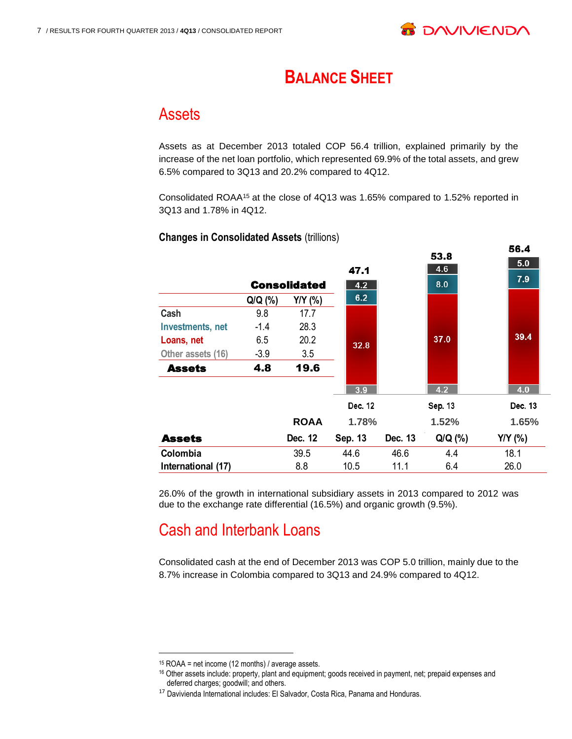# BALANCE SHEET

## Assets

Assets as at December 2013 totaled COP 56.4 trillion, explained primarily by the increase of the net loan portfolio, which represented 69.9% of the total assets, and grew 6.5% compared to 3Q13 and 20.2% compared to 4Q12.

Consolidated ROAA[15] at the close of 4Q13 was 1.65% compared to 1.52% reported in 3Q13 and 1.78% in 4Q12.

**Changes in Consolidated Assets** (trillions)

| Consolidated | Q/Q (%) | Y/Y (%) |
|---|---|---|
| Cash | 9.8 | 17.7 |
| Investments, net | -1.4 | 28.3 |
| Loans, net | 6.5 | 20.2 |
| Other assets (16) | -3.9 | 3.5 |
| **Assets** | **4.8** | **19.6** |

| | Dec. 12 | Sep. 13 | Dec. 13 |
|---|---|---|---|
| Cash | 4.2 | 4.6 | 5.0 |
| Investments, net | 6.2 | 8.0 | 7.9 |
| Loans, net | 32.8 | 37.0 | 39.4 |
| Other assets | 3.9 | 4.2 | 4.0 |
| Total | 47.1 | 53.8 | 56.4 |
| ROAA | 1.78% | 1.52% | 1.65% |

| Assets | Dec. 12 | Sep. 13 | Dec. 13 | Q/Q (%) | Y/Y (%) |
|---|---|---|---|---|---|
| Colombia | 39.5 | 44.6 | 46.6 | 4.4 | 18.1 |
| International (17) | 8.8 | 10.5 | 11.1 | 6.4 | 26.0 |

26.0% of the growth in international subsidiary assets in 2013 compared to 2012 was due to the exchange rate differential (16.5%) and organic growth (9.5%).

## Cash and Interbank Loans

Consolidated cash at the end of December 2013 was COP 5.0 trillion, mainly due to the 8.7% increase in Colombia compared to 3Q13 and 24.9% compared to 4Q12.

---

[15] ROAA = net income (12 months) / average assets.

[16] Other assets include: property, plant and equipment; goods received in payment, net; prepaid expenses and deferred charges; goodwill; and others.

[17] Davivienda International includes: El Salvador, Costa Rica, Panama and Honduras.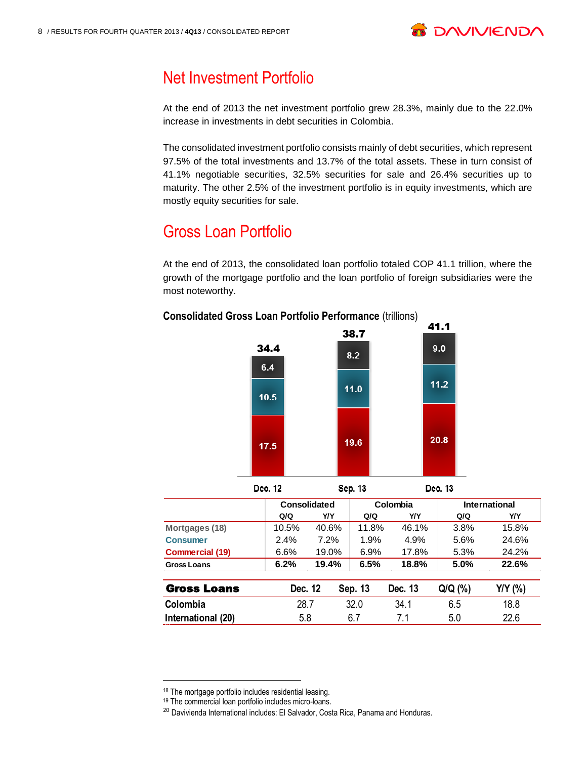## Net Investment Portfolio

At the end of 2013 the net investment portfolio grew 28.3%, mainly due to the 22.0% increase in investments in debt securities in Colombia.

The consolidated investment portfolio consists mainly of debt securities, which represent 97.5% of the total investments and 13.7% of the total assets. These in turn consist of 41.1% negotiable securities, 32.5% securities for sale and 26.4% securities up to maturity. The other 2.5% of the investment portfolio is in equity investments, which are mostly equity securities for sale.

## Gross Loan Portfolio

At the end of 2013, the consolidated loan portfolio totaled COP 41.1 trillion, where the growth of the mortgage portfolio and the loan portfolio of foreign subsidiaries were the most noteworthy.

**Consolidated Gross Loan Portfolio Performance** (trillions)

| | Dec. 12 | Sep. 13 | Dec. 13 |
|---|---|---|---|
| Total | 34.4 | 38.7 | 41.1 |
| | 6.4 | 8.2 | 9.0 |
| | 10.5 | 11.0 | 11.2 |
| | 17.5 | 19.6 | 20.8 |

| | Consolidated | | Colombia | | International | |
|---|---|---|---|---|---|---|
| | Q/Q | Y/Y | Q/Q | Y/Y | Q/Q | Y/Y |
| Mortgages (18) | 10.5% | 40.6% | 11.8% | 46.1% | 3.8% | 15.8% |
| Consumer | 2.4% | 7.2% | 1.9% | 4.9% | 5.6% | 24.6% |
| Commercial (19) | 6.6% | 19.0% | 6.9% | 17.8% | 5.3% | 24.2% |
| **Gross Loans** | **6.2%** | **19.4%** | **6.5%** | **18.8%** | **5.0%** | **22.6%** |

| **Gross Loans** | Dec. 12 | Sep. 13 | Dec. 13 | Q/Q (%) | Y/Y (%) |
|---|---|---|---|---|---|
| Colombia | 28.7 | 32.0 | 34.1 | 6.5 | 18.8 |
| International (20) | 5.8 | 6.7 | 7.1 | 5.0 | 22.6 |

---

[18] The mortgage portfolio includes residential leasing.

[19] The commercial loan portfolio includes micro-loans.

[20] Davivienda International includes: El Salvador, Costa Rica, Panama and Honduras.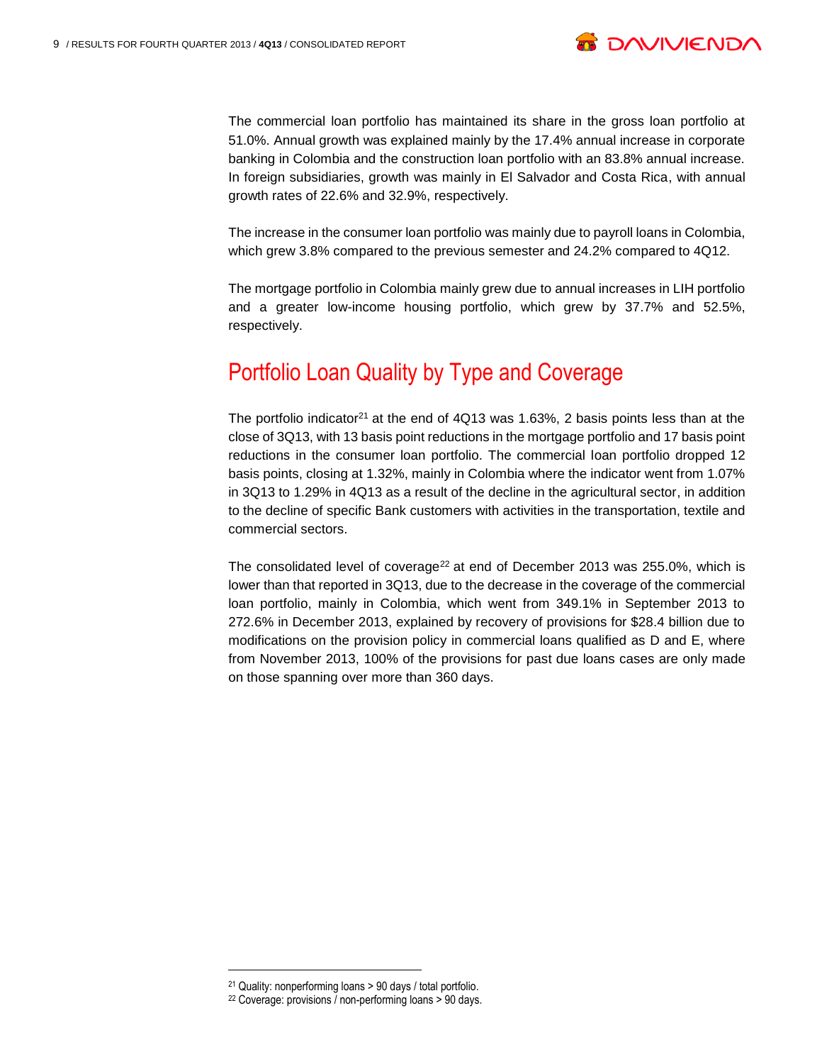The commercial loan portfolio has maintained its share in the gross loan portfolio at 51.0%. Annual growth was explained mainly by the 17.4% annual increase in corporate banking in Colombia and the construction loan portfolio with an 83.8% annual increase. In foreign subsidiaries, growth was mainly in El Salvador and Costa Rica, with annual growth rates of 22.6% and 32.9%, respectively.

The increase in the consumer loan portfolio was mainly due to payroll loans in Colombia, which grew 3.8% compared to the previous semester and 24.2% compared to 4Q12.

The mortgage portfolio in Colombia mainly grew due to annual increases in LIH portfolio and a greater low-income housing portfolio, which grew by 37.7% and 52.5%, respectively.

## Portfolio Loan Quality by Type and Coverage

The portfolio indicator[21] at the end of 4Q13 was 1.63%, 2 basis points less than at the close of 3Q13, with 13 basis point reductions in the mortgage portfolio and 17 basis point reductions in the consumer loan portfolio. The commercial loan portfolio dropped 12 basis points, closing at 1.32%, mainly in Colombia where the indicator went from 1.07% in 3Q13 to 1.29% in 4Q13 as a result of the decline in the agricultural sector, in addition to the decline of specific Bank customers with activities in the transportation, textile and commercial sectors.

The consolidated level of coverage[22] at end of December 2013 was 255.0%, which is lower than that reported in 3Q13, due to the decrease in the coverage of the commercial loan portfolio, mainly in Colombia, which went from 349.1% in September 2013 to 272.6% in December 2013, explained by recovery of provisions for $28.4 billion due to modifications on the provision policy in commercial loans qualified as D and E, where from November 2013, 100% of the provisions for past due loans cases are only made on those spanning over more than 360 days.

---

[21] Quality: nonperforming loans > 90 days / total portfolio.

[22] Coverage: provisions / non-performing loans > 90 days.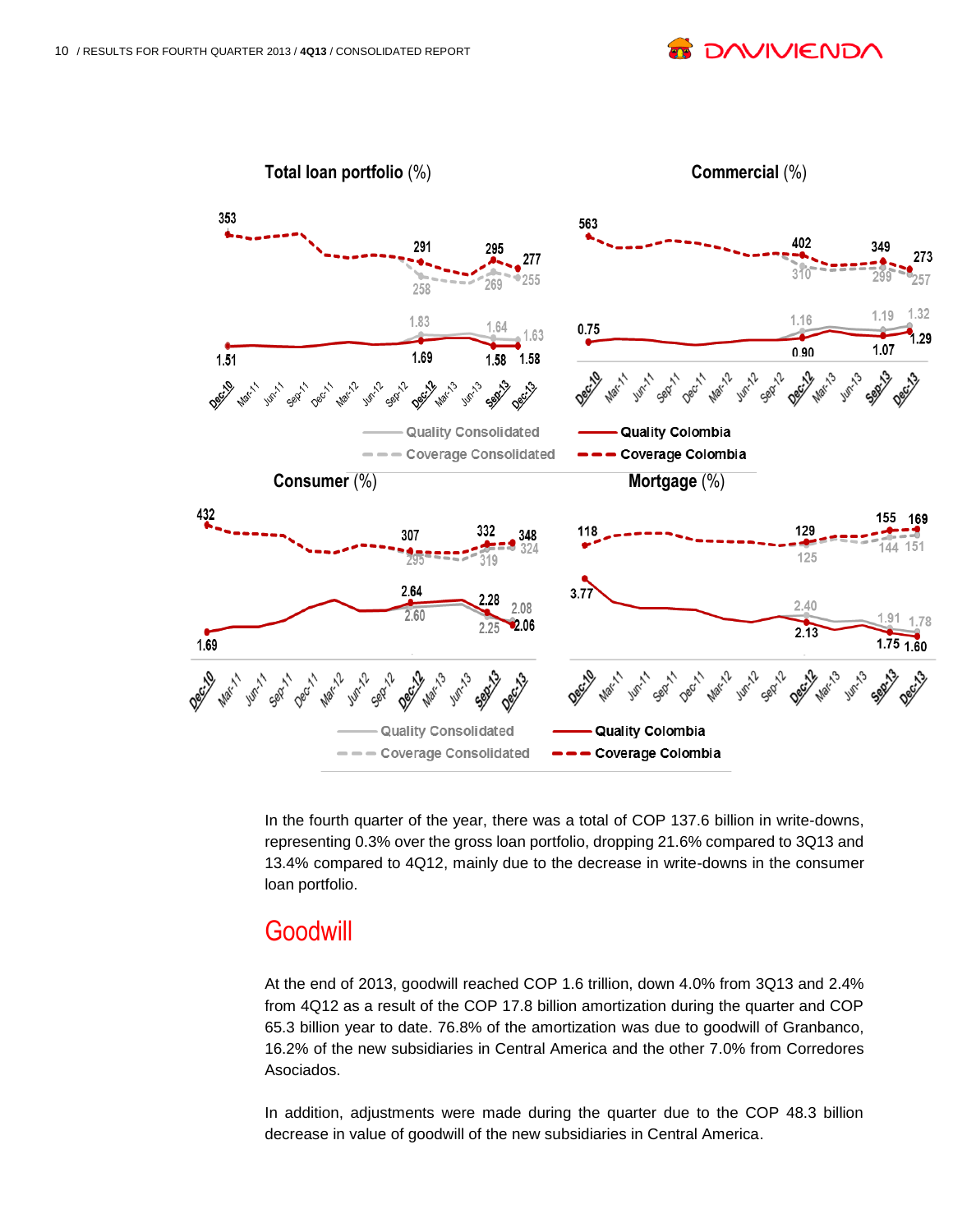**Total loan portfolio** (%)

**Commercial** (%)

**Consumer** (%)

**Mortgage** (%)

In the fourth quarter of the year, there was a total of COP 137.6 billion in write-downs, representing 0.3% over the gross loan portfolio, dropping 21.6% compared to 3Q13 and 13.4% compared to 4Q12, mainly due to the decrease in write-downs in the consumer loan portfolio.

## Goodwill

At the end of 2013, goodwill reached COP 1.6 trillion, down 4.0% from 3Q13 and 2.4% from 4Q12 as a result of the COP 17.8 billion amortization during the quarter and COP 65.3 billion year to date. 76.8% of the amortization was due to goodwill of Granbanco, 16.2% of the new subsidiaries in Central America and the other 7.0% from Corredores Asociados.

In addition, adjustments were made during the quarter due to the COP 48.3 billion decrease in value of goodwill of the new subsidiaries in Central America.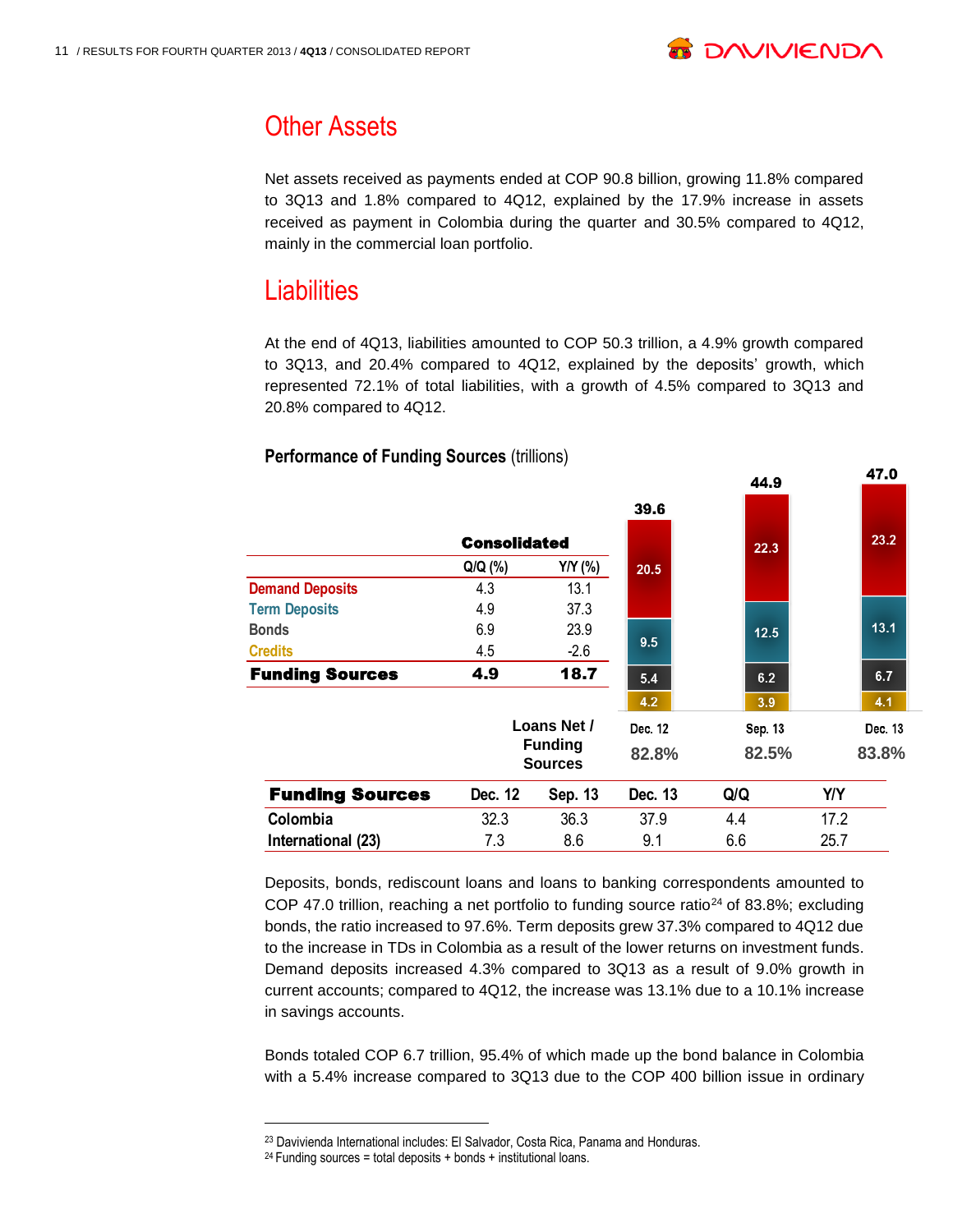## Other Assets

Net assets received as payments ended at COP 90.8 billion, growing 11.8% compared to 3Q13 and 1.8% compared to 4Q12, explained by the 17.9% increase in assets received as payment in Colombia during the quarter and 30.5% compared to 4Q12, mainly in the commercial loan portfolio.

## Liabilities

At the end of 4Q13, liabilities amounted to COP 50.3 trillion, a 4.9% growth compared to 3Q13, and 20.4% compared to 4Q12, explained by the deposits' growth, which represented 72.1% of total liabilities, with a growth of 4.5% compared to 3Q13 and 20.8% compared to 4Q12.

**Performance of Funding Sources** (trillions)

| Consolidated | Q/Q (%) | Y/Y (%) |
|---|---|---|
| Demand Deposits | 4.3 | 13.1 |
| Term Deposits | 4.9 | 37.3 |
| Bonds | 6.9 | 23.9 |
| Credits | 4.5 | -2.6 |
| **Funding Sources** | **4.9** | **18.7** |

| | Dec. 12 | Sep. 13 | Dec. 13 |
|---|---|---|---|
| Demand Deposits | 20.5 | 22.3 | 23.2 |
| Term Deposits | 9.5 | 12.5 | 13.1 |
| Bonds | 5.4 | 6.2 | 6.7 |
| Credits | 4.2 | 3.9 | 4.1 |
| Total | 39.6 | 44.9 | 47.0 |
| Loans Net / Funding Sources | 82.8% | 82.5% | 83.8% |

| Funding Sources | Dec. 12 | Sep. 13 | Dec. 13 | Q/Q | Y/Y |
|---|---|---|---|---|---|
| Colombia | 32.3 | 36.3 | 37.9 | 4.4 | 17.2 |
| International (23) | 7.3 | 8.6 | 9.1 | 6.6 | 25.7 |

Deposits, bonds, rediscount loans and loans to banking correspondents amounted to COP 47.0 trillion, reaching a net portfolio to funding source ratio[24] of 83.8%; excluding bonds, the ratio increased to 97.6%. Term deposits grew 37.3% compared to 4Q12 due to the increase in TDs in Colombia as a result of the lower returns on investment funds. Demand deposits increased 4.3% compared to 3Q13 as a result of 9.0% growth in current accounts; compared to 4Q12, the increase was 13.1% due to a 10.1% increase in savings accounts.

Bonds totaled COP 6.7 trillion, 95.4% of which made up the bond balance in Colombia with a 5.4% increase compared to 3Q13 due to the COP 400 billion issue in ordinary

[23] Davivienda International includes: El Salvador, Costa Rica, Panama and Honduras.
[24] Funding sources = total deposits + bonds + institutional loans.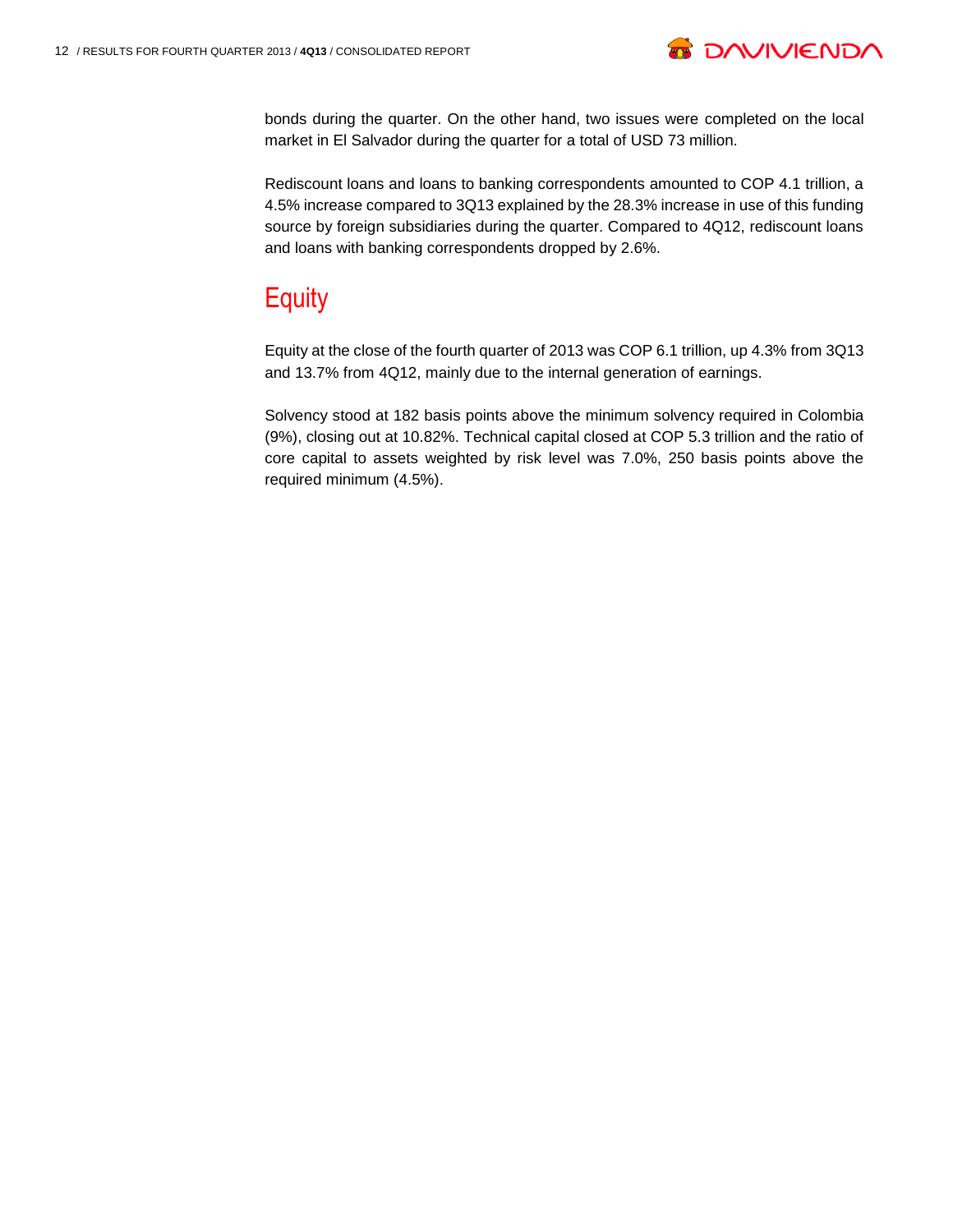bonds during the quarter. On the other hand, two issues were completed on the local market in El Salvador during the quarter for a total of USD 73 million.

Rediscount loans and loans to banking correspondents amounted to COP 4.1 trillion, a 4.5% increase compared to 3Q13 explained by the 28.3% increase in use of this funding source by foreign subsidiaries during the quarter. Compared to 4Q12, rediscount loans and loans with banking correspondents dropped by 2.6%.

## Equity

Equity at the close of the fourth quarter of 2013 was COP 6.1 trillion, up 4.3% from 3Q13 and 13.7% from 4Q12, mainly due to the internal generation of earnings.

Solvency stood at 182 basis points above the minimum solvency required in Colombia (9%), closing out at 10.82%. Technical capital closed at COP 5.3 trillion and the ratio of core capital to assets weighted by risk level was 7.0%, 250 basis points above the required minimum (4.5%).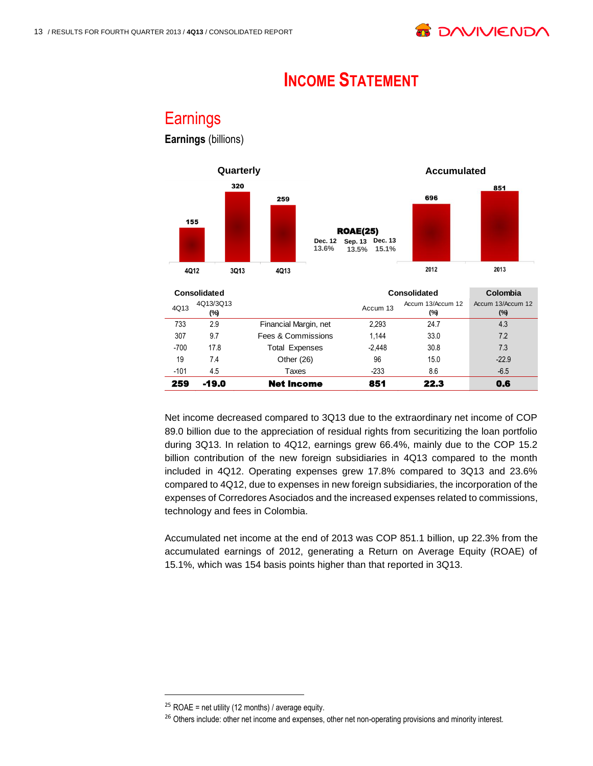# INCOME STATEMENT

## Earnings

**Earnings** (billions)

**Quarterly**

| 4Q12 | 3Q13 | 4Q13 |
|---|---|---|
| 155 | 320 | 259 |

**ROAE(25)**

| Dec. 12 | Sep. 13 | Dec. 13 |
|---|---|---|
| 13.6% | 13.5% | 15.1% |

**Accumulated**

| 2012 | 2013 |
|---|---|
| 696 | 851 |

| Consolidated | | | Consolidated | | Colombia |
|---|---|---|---|---|---|
| 4Q13 | 4Q13/3Q13 (%) | | Accum 13 | Accum 13/Accum 12 (%) | Accum 13/Accum 12 (%) |
| 733 | 2.9 | Financial Margin, net | 2,293 | 24.7 | 4.3 |
| 307 | 9.7 | Fees & Commissions | 1,144 | 33.0 | 7.2 |
| -700 | 17.8 | Total Expenses | -2,448 | 30.8 | 7.3 |
| 19 | 7.4 | Other (26) | 96 | 15.0 | -22.9 |
| -101 | 4.5 | Taxes | -233 | 8.6 | -6.5 |
| **259** | **-19.0** | **Net Income** | **851** | **22.3** | **0.6** |

Net income decreased compared to 3Q13 due to the extraordinary net income of COP 89.0 billion due to the appreciation of residual rights from securitizing the loan portfolio during 3Q13. In relation to 4Q12, earnings grew 66.4%, mainly due to the COP 15.2 billion contribution of the new foreign subsidiaries in 4Q13 compared to the month included in 4Q12. Operating expenses grew 17.8% compared to 3Q13 and 23.6% compared to 4Q12, due to expenses in new foreign subsidiaries, the incorporation of the expenses of Corredores Asociados and the increased expenses related to commissions, technology and fees in Colombia.

Accumulated net income at the end of 2013 was COP 851.1 billion, up 22.3% from the accumulated earnings of 2012, generating a Return on Average Equity (ROAE) of 15.1%, which was 154 basis points higher than that reported in 3Q13.

---

[25] ROAE = net utility (12 months) / average equity.

[26] Others include: other net income and expenses, other net non-operating provisions and minority interest.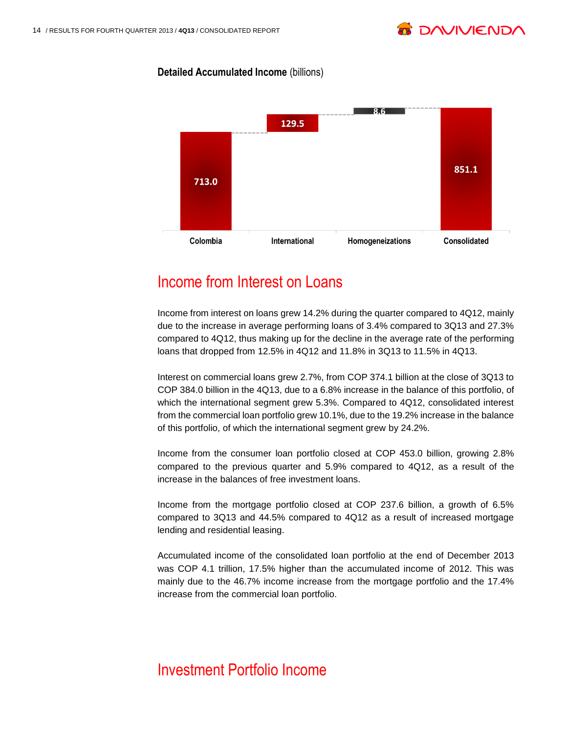**Detailed Accumulated Income** (billions)

| Colombia | International | Homogeneizations | Consolidated |
|---|---|---|---|
| 713.0 | 129.5 | 8.6 | 851.1 |

## Income from Interest on Loans

Income from interest on loans grew 14.2% during the quarter compared to 4Q12, mainly due to the increase in average performing loans of 3.4% compared to 3Q13 and 27.3% compared to 4Q12, thus making up for the decline in the average rate of the performing loans that dropped from 12.5% in 4Q12 and 11.8% in 3Q13 to 11.5% in 4Q13.

Interest on commercial loans grew 2.7%, from COP 374.1 billion at the close of 3Q13 to COP 384.0 billion in the 4Q13, due to a 6.8% increase in the balance of this portfolio, of which the international segment grew 5.3%. Compared to 4Q12, consolidated interest from the commercial loan portfolio grew 10.1%, due to the 19.2% increase in the balance of this portfolio, of which the international segment grew by 24.2%.

Income from the consumer loan portfolio closed at COP 453.0 billion, growing 2.8% compared to the previous quarter and 5.9% compared to 4Q12, as a result of the increase in the balances of free investment loans.

Income from the mortgage portfolio closed at COP 237.6 billion, a growth of 6.5% compared to 3Q13 and 44.5% compared to 4Q12 as a result of increased mortgage lending and residential leasing.

Accumulated income of the consolidated loan portfolio at the end of December 2013 was COP 4.1 trillion, 17.5% higher than the accumulated income of 2012. This was mainly due to the 46.7% income increase from the mortgage portfolio and the 17.4% increase from the commercial loan portfolio.

## Investment Portfolio Income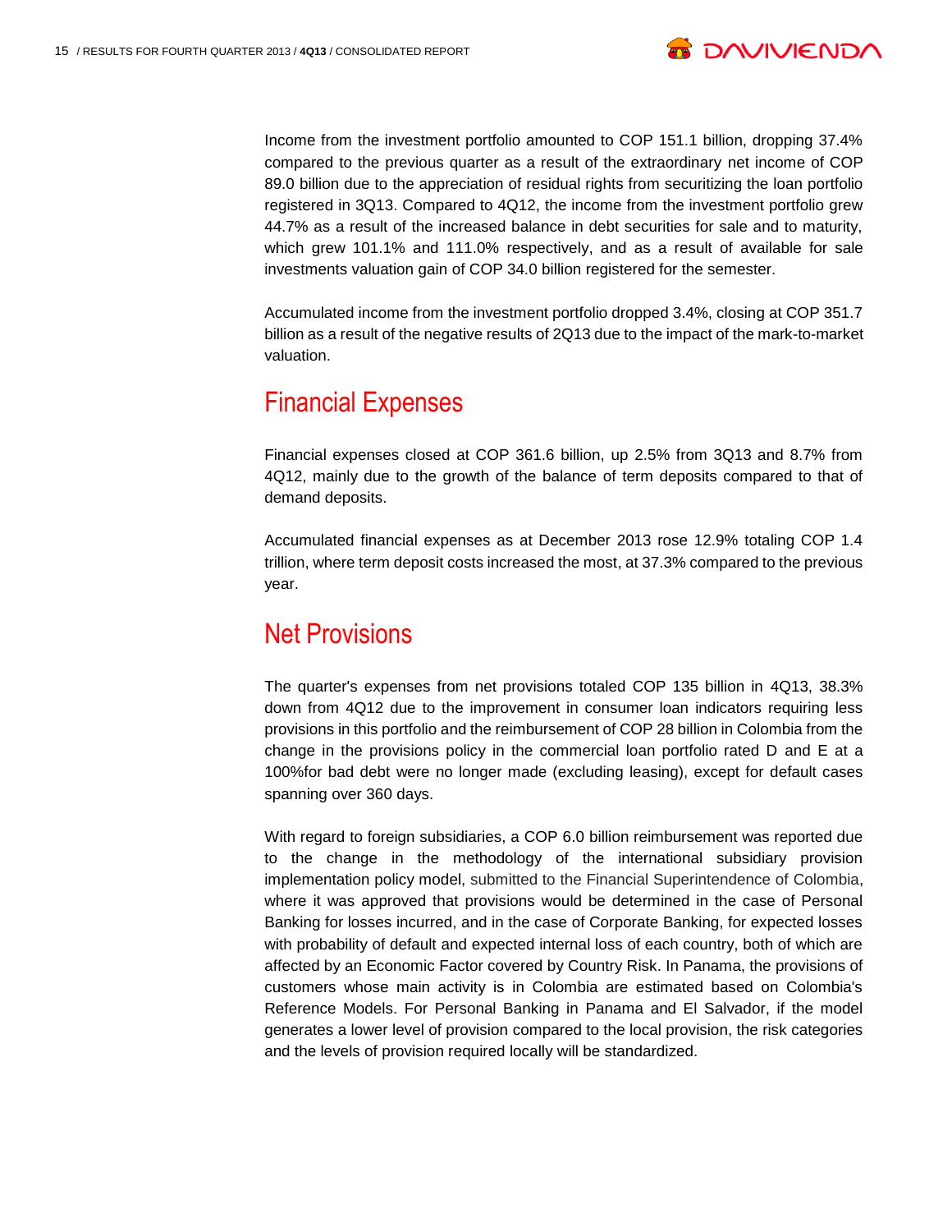Income from the investment portfolio amounted to COP 151.1 billion, dropping 37.4% compared to the previous quarter as a result of the extraordinary net income of COP 89.0 billion due to the appreciation of residual rights from securitizing the loan portfolio registered in 3Q13. Compared to 4Q12, the income from the investment portfolio grew 44.7% as a result of the increased balance in debt securities for sale and to maturity, which grew 101.1% and 111.0% respectively, and as a result of available for sale investments valuation gain of COP 34.0 billion registered for the semester.

Accumulated income from the investment portfolio dropped 3.4%, closing at COP 351.7 billion as a result of the negative results of 2Q13 due to the impact of the mark-to-market valuation.

## Financial Expenses

Financial expenses closed at COP 361.6 billion, up 2.5% from 3Q13 and 8.7% from 4Q12, mainly due to the growth of the balance of term deposits compared to that of demand deposits.

Accumulated financial expenses as at December 2013 rose 12.9% totaling COP 1.4 trillion, where term deposit costs increased the most, at 37.3% compared to the previous year.

## Net Provisions

The quarter's expenses from net provisions totaled COP 135 billion in 4Q13, 38.3% down from 4Q12 due to the improvement in consumer loan indicators requiring less provisions in this portfolio and the reimbursement of COP 28 billion in Colombia from the change in the provisions policy in the commercial loan portfolio rated D and E at a 100%for bad debt were no longer made (excluding leasing), except for default cases spanning over 360 days.

With regard to foreign subsidiaries, a COP 6.0 billion reimbursement was reported due to the change in the methodology of the international subsidiary provision implementation policy model, submitted to the Financial Superintendence of Colombia, where it was approved that provisions would be determined in the case of Personal Banking for losses incurred, and in the case of Corporate Banking, for expected losses with probability of default and expected internal loss of each country, both of which are affected by an Economic Factor covered by Country Risk. In Panama, the provisions of customers whose main activity is in Colombia are estimated based on Colombia's Reference Models. For Personal Banking in Panama and El Salvador, if the model generates a lower level of provision compared to the local provision, the risk categories and the levels of provision required locally will be standardized.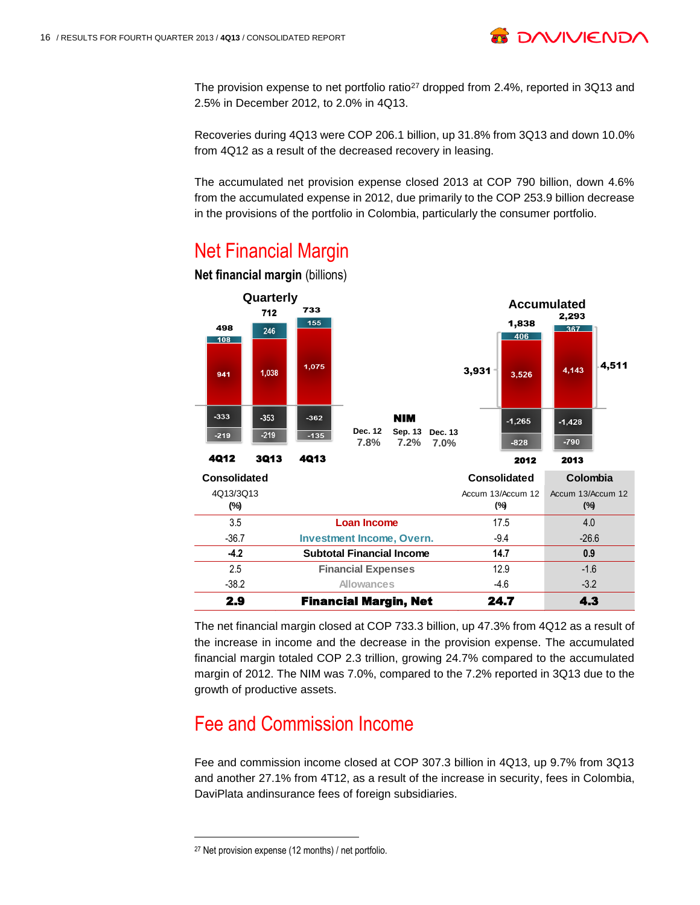The provision expense to net portfolio ratio[27] dropped from 2.4%, reported in 3Q13 and 2.5% in December 2012, to 2.0% in 4Q13.

Recoveries during 4Q13 were COP 206.1 billion, up 31.8% from 3Q13 and down 10.0% from 4Q12 as a result of the decreased recovery in leasing.

The accumulated net provision expense closed 2013 at COP 790 billion, down 4.6% from the accumulated expense in 2012, due primarily to the COP 253.9 billion decrease in the provisions of the portfolio in Colombia, particularly the consumer portfolio.

# Net Financial Margin

**Net financial margin** (billions)

**Quarterly**

| | 4Q12 | 3Q13 | 4Q13 |
|---|---|---|---|
| Total | 498 | 712 | 733 |
| Investment Income | 108 | 246 | 155 |
| Loan Income | 941 | 1,038 | 1,075 |
| Financial Expenses | -333 | -353 | -362 |
| Allowances | -219 | -219 | -135 |

**NIM**

| Dec. 12 | Sep. 13 | Dec. 13 |
|---|---|---|
| 7.8% | 7.2% | 7.0% |

**Accumulated**

| | 2012 | 2013 |
|---|---|---|
| Total | 1,838 | 2,293 |
| Subtotal Financial Income | 3,931 | 4,511 |
| Investment Income | 406 | 367 |
| Loan Income | 3,526 | 4,143 |
| Financial Expenses | -1,265 | -1,428 |
| Allowances | -828 | -790 |

| Consolidated 4Q13/3Q13 (%) | | Consolidated Accum 13/Accum 12 (%) | Colombia Accum 13/Accum 12 (%) |
|---|---|---|---|
| 3.5 | Loan Income | 17.5 | 4.0 |
| -36.7 | Investment Income, Overn. | -9.4 | -26.6 |
| **-4.2** | **Subtotal Financial Income** | **14.7** | **0.9** |
| 2.5 | Financial Expenses | 12.9 | -1.6 |
| -38.2 | Allowances | -4.6 | -3.2 |
| **2.9** | **Financial Margin, Net** | **24.7** | **4.3** |

The net financial margin closed at COP 733.3 billion, up 47.3% from 4Q12 as a result of the increase in income and the decrease in the provision expense. The accumulated financial margin totaled COP 2.3 trillion, growing 24.7% compared to the accumulated margin of 2012. The NIM was 7.0%, compared to the 7.2% reported in 3Q13 due to the growth of productive assets.

# Fee and Commission Income

Fee and commission income closed at COP 307.3 billion in 4Q13, up 9.7% from 3Q13 and another 27.1% from 4T12, as a result of the increase in security, fees in Colombia, DaviPlata andinsurance fees of foreign subsidiaries.

---

[27] Net provision expense (12 months) / net portfolio.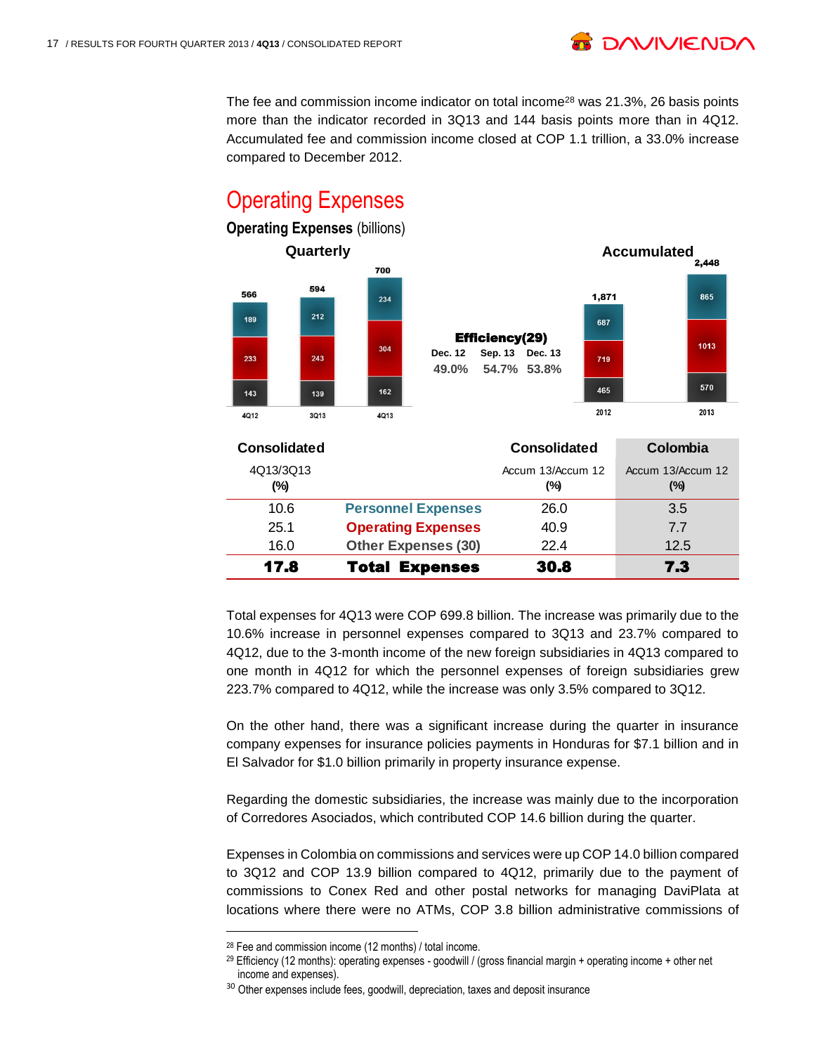The fee and commission income indicator on total income[28] was 21.3%, 26 basis points more than the indicator recorded in 3Q13 and 144 basis points more than in 4Q12. Accumulated fee and commission income closed at COP 1.1 trillion, a 33.0% increase compared to December 2012.

## Operating Expenses

**Operating Expenses** (billions)

**Quarterly**

| | 4Q12 | 3Q13 | 4Q13 |
|---|---|---|---|
| Top segment | 189 | 212 | 234 |
| Middle segment | 233 | 243 | 304 |
| Bottom segment | 143 | 139 | 162 |
| Total | 566 | 594 | 700 |

**Efficiency(29)**

| Dec. 12 | Sep. 13 | Dec. 13 |
|---|---|---|
| 49.0% | 54.7% | 53.8% |

**Accumulated**

| | 2012 | 2013 |
|---|---|---|
| Top segment | 687 | 865 |
| Middle segment | 719 | 1013 |
| Bottom segment | 465 | 570 |
| Total | 1,871 | 2,448 |

| Consolidated 4Q13/3Q13 (%) | | Consolidated Accum 13/Accum 12 (%) | Colombia Accum 13/Accum 12 (%) |
|---|---|---|---|
| 10.6 | Personnel Expenses | 26.0 | 3.5 |
| 25.1 | Operating Expenses | 40.9 | 7.7 |
| 16.0 | Other Expenses (30) | 22.4 | 12.5 |
| **17.8** | **Total Expenses** | **30.8** | **7.3** |

Total expenses for 4Q13 were COP 699.8 billion. The increase was primarily due to the 10.6% increase in personnel expenses compared to 3Q13 and 23.7% compared to 4Q12, due to the 3-month income of the new foreign subsidiaries in 4Q13 compared to one month in 4Q12 for which the personnel expenses of foreign subsidiaries grew 223.7% compared to 4Q12, while the increase was only 3.5% compared to 3Q12.

On the other hand, there was a significant increase during the quarter in insurance company expenses for insurance policies payments in Honduras for $7.1 billion and in El Salvador for $1.0 billion primarily in property insurance expense.

Regarding the domestic subsidiaries, the increase was mainly due to the incorporation of Corredores Asociados, which contributed COP 14.6 billion during the quarter.

Expenses in Colombia on commissions and services were up COP 14.0 billion compared to 3Q12 and COP 13.9 billion compared to 4Q12, primarily due to the payment of commissions to Conex Red and other postal networks for managing DaviPlata at locations where there were no ATMs, COP 3.8 billion administrative commissions of

[28] Fee and commission income (12 months) / total income.

[29] Efficiency (12 months): operating expenses - goodwill / (gross financial margin + operating income + other net income and expenses).

[30] Other expenses include fees, goodwill, depreciation, taxes and deposit insurance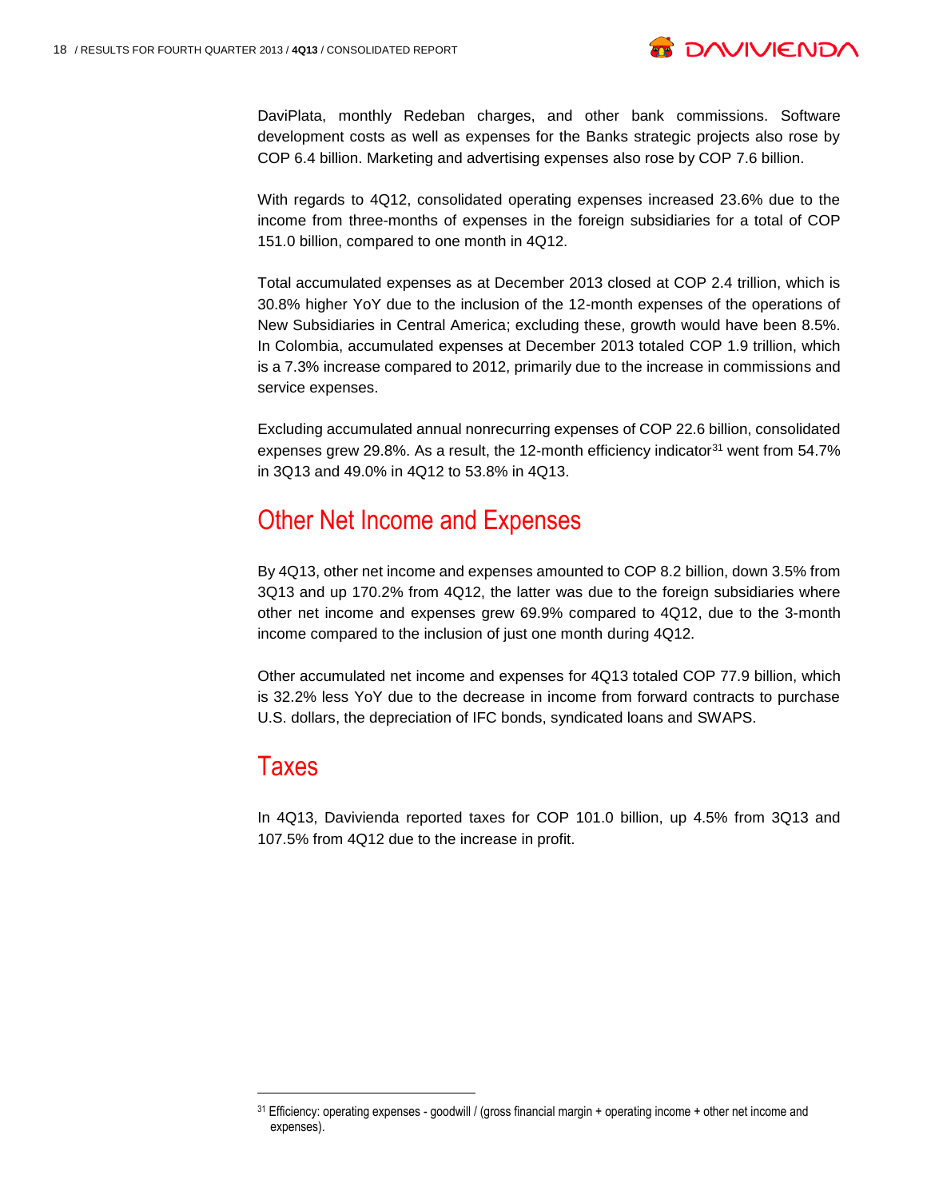DaviPlata, monthly Redeban charges, and other bank commissions. Software development costs as well as expenses for the Banks strategic projects also rose by COP 6.4 billion. Marketing and advertising expenses also rose by COP 7.6 billion.

With regards to 4Q12, consolidated operating expenses increased 23.6% due to the income from three-months of expenses in the foreign subsidiaries for a total of COP 151.0 billion, compared to one month in 4Q12.

Total accumulated expenses as at December 2013 closed at COP 2.4 trillion, which is 30.8% higher YoY due to the inclusion of the 12-month expenses of the operations of New Subsidiaries in Central America; excluding these, growth would have been 8.5%. In Colombia, accumulated expenses at December 2013 totaled COP 1.9 trillion, which is a 7.3% increase compared to 2012, primarily due to the increase in commissions and service expenses.

Excluding accumulated annual nonrecurring expenses of COP 22.6 billion, consolidated expenses grew 29.8%. As a result, the 12-month efficiency indicator[31] went from 54.7% in 3Q13 and 49.0% in 4Q12 to 53.8% in 4Q13.

## Other Net Income and Expenses

By 4Q13, other net income and expenses amounted to COP 8.2 billion, down 3.5% from 3Q13 and up 170.2% from 4Q12, the latter was due to the foreign subsidiaries where other net income and expenses grew 69.9% compared to 4Q12, due to the 3-month income compared to the inclusion of just one month during 4Q12.

Other accumulated net income and expenses for 4Q13 totaled COP 77.9 billion, which is 32.2% less YoY due to the decrease in income from forward contracts to purchase U.S. dollars, the depreciation of IFC bonds, syndicated loans and SWAPS.

## Taxes

In 4Q13, Davivienda reported taxes for COP 101.0 billion, up 4.5% from 3Q13 and 107.5% from 4Q12 due to the increase in profit.

---

[31] Efficiency: operating expenses - goodwill / (gross financial margin + operating income + other net income and expenses).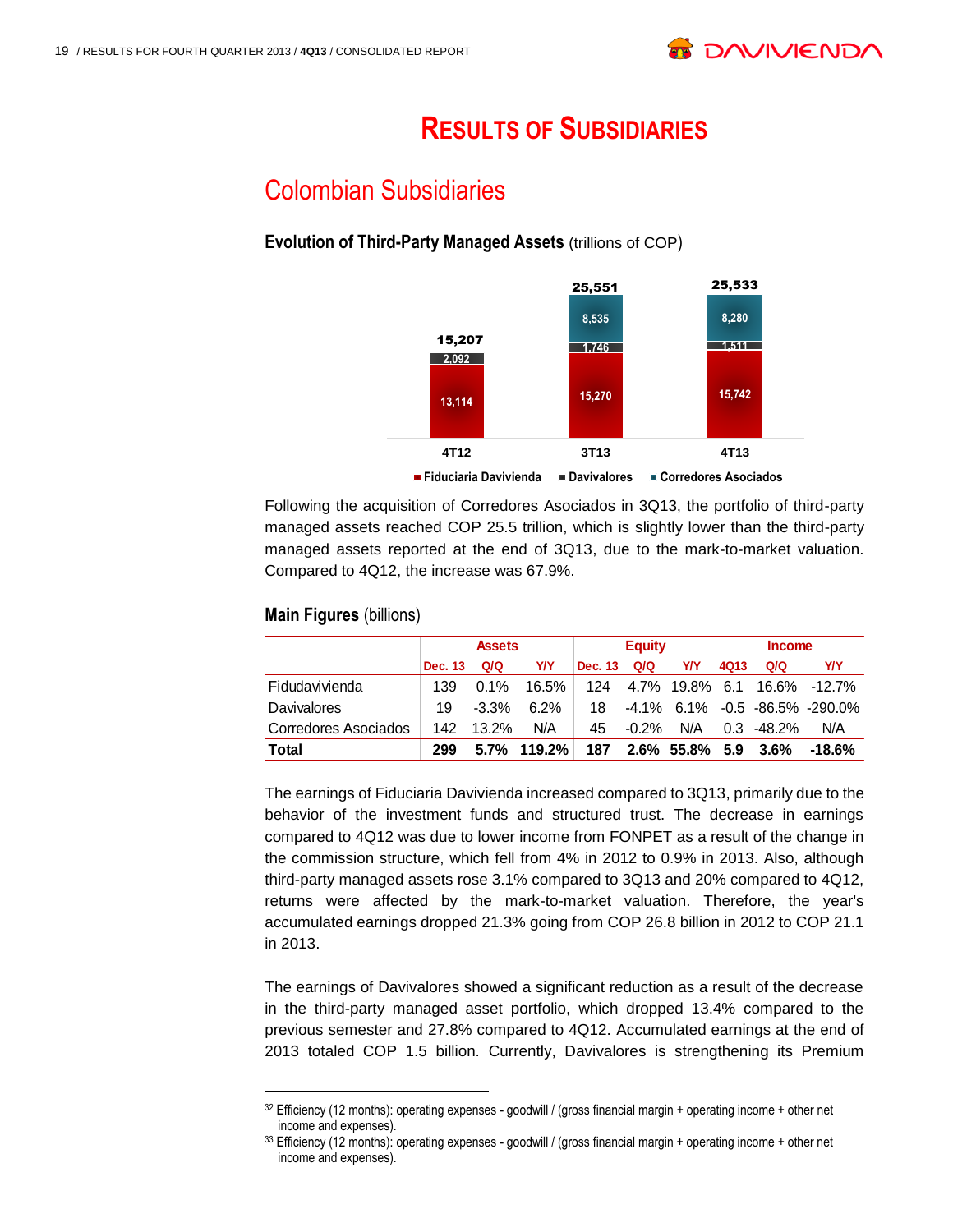# RESULTS OF SUBSIDIARIES

## Colombian Subsidiaries

**Evolution of Third-Party Managed Assets** (trillions of COP)

| | 4T12 | 3T13 | 4T13 |
|---|---|---|---|
| Fiduciaria Davivienda | 13,114 | 15,270 | 15,742 |
| Davivalores | 2,092 | 1,746 | 1,511 |
| Corredores Asociados | | 8,535 | 8,280 |
| Total | 15,207 | 25,551 | 25,533 |

Following the acquisition of Corredores Asociados in 3Q13, the portfolio of third-party managed assets reached COP 25.5 trillion, which is slightly lower than the third-party managed assets reported at the end of 3Q13, due to the mark-to-market valuation. Compared to 4Q12, the increase was 67.9%.

**Main Figures** (billions)

| | Assets | | | Equity | | | Income | | |
|---|---|---|---|---|---|---|---|---|---|
| | Dec. 13 | Q/Q | Y/Y | Dec. 13 | Q/Q | Y/Y | 4Q13 | Q/Q | Y/Y |
| Fidudavivienda | 139 | 0.1% | 16.5% | 124 | 4.7% | 19.8% | 6.1 | 16.6% | -12.7% |
| Davivalores | 19 | -3.3% | 6.2% | 18 | -4.1% | 6.1% | -0.5 | -86.5% | -290.0% |
| Corredores Asociados | 142 | 13.2% | N/A | 45 | -0.2% | N/A | 0.3 | -48.2% | N/A |
| **Total** | **299** | **5.7%** | **119.2%** | **187** | **2.6%** | **55.8%** | **5.9** | **3.6%** | **-18.6%** |

The earnings of Fiduciaria Davivienda increased compared to 3Q13, primarily due to the behavior of the investment funds and structured trust. The decrease in earnings compared to 4Q12 was due to lower income from FONPET as a result of the change in the commission structure, which fell from 4% in 2012 to 0.9% in 2013. Also, although third-party managed assets rose 3.1% compared to 3Q13 and 20% compared to 4Q12, returns were affected by the mark-to-market valuation. Therefore, the year's accumulated earnings dropped 21.3% going from COP 26.8 billion in 2012 to COP 21.1 in 2013.

The earnings of Davivalores showed a significant reduction as a result of the decrease in the third-party managed asset portfolio, which dropped 13.4% compared to the previous semester and 27.8% compared to 4Q12. Accumulated earnings at the end of 2013 totaled COP 1.5 billion. Currently, Davivalores is strengthening its Premium

---

[32] Efficiency (12 months): operating expenses - goodwill / (gross financial margin + operating income + other net income and expenses).

[33] Efficiency (12 months): operating expenses - goodwill / (gross financial margin + operating income + other net income and expenses).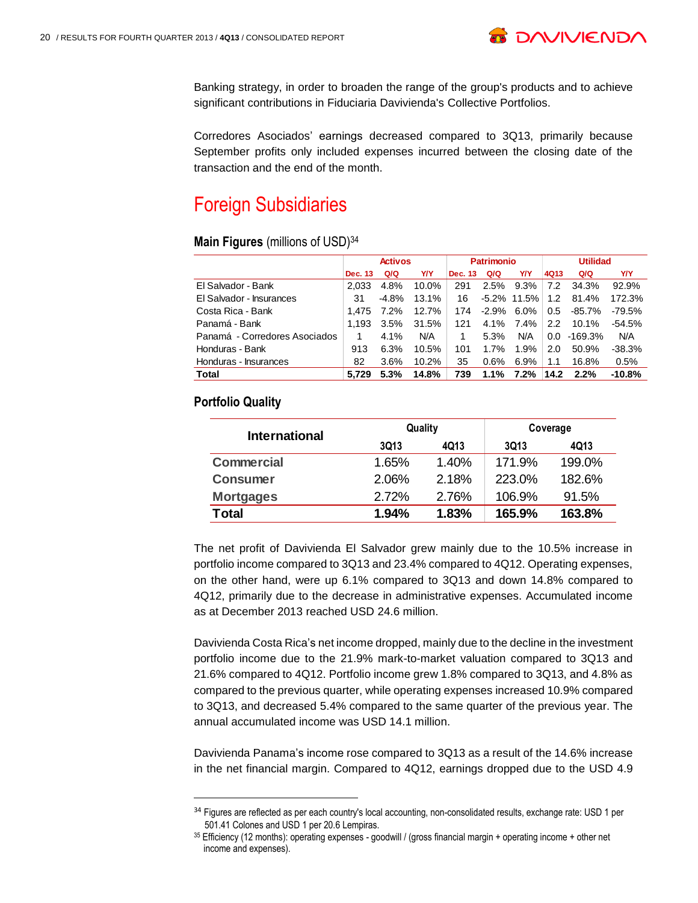Banking strategy, in order to broaden the range of the group's products and to achieve significant contributions in Fiduciaria Davivienda's Collective Portfolios.

Corredores Asociados' earnings decreased compared to 3Q13, primarily because September profits only included expenses incurred between the closing date of the transaction and the end of the month.

# Foreign Subsidiaries

**Main Figures** (millions of USD)[34]

| | Activos | | | Patrimonio | | | Utilidad | | |
|---|---|---|---|---|---|---|---|---|---|
| | Dec. 13 | Q/Q | Y/Y | Dec. 13 | Q/Q | Y/Y | 4Q13 | Q/Q | Y/Y |
| El Salvador - Bank | 2,033 | 4.8% | 10.0% | 291 | 2.5% | 9.3% | 7.2 | 34.3% | 92.9% |
| El Salvador - Insurances | 31 | -4.8% | 13.1% | 16 | -5.2% | 11.5% | 1.2 | 81.4% | 172.3% |
| Costa Rica - Bank | 1,475 | 7.2% | 12.7% | 174 | -2.9% | 6.0% | 0.5 | -85.7% | -79.5% |
| Panamá - Bank | 1,193 | 3.5% | 31.5% | 121 | 4.1% | 7.4% | 2.2 | 10.1% | -54.5% |
| Panamá - Corredores Asociados | 1 | 4.1% | N/A | 1 | 5.3% | N/A | 0.0 | -169.3% | N/A |
| Honduras - Bank | 913 | 6.3% | 10.5% | 101 | 1.7% | 1.9% | 2.0 | 50.9% | -38.3% |
| Honduras - Insurances | 82 | 3.6% | 10.2% | 35 | 0.6% | 6.9% | 1.1 | 16.8% | 0.5% |
| **Total** | **5,729** | **5.3%** | **14.8%** | **739** | **1.1%** | **7.2%** | **14.2** | **2.2%** | **-10.8%** |

**Portfolio Quality**

| International | Quality | | Coverage | |
|---|---|---|---|---|
| | 3Q13 | 4Q13 | 3Q13 | 4Q13 |
| Commercial | 1.65% | 1.40% | 171.9% | 199.0% |
| Consumer | 2.06% | 2.18% | 223.0% | 182.6% |
| Mortgages | 2.72% | 2.76% | 106.9% | 91.5% |
| **Total** | **1.94%** | **1.83%** | **165.9%** | **163.8%** |

The net profit of Davivienda El Salvador grew mainly due to the 10.5% increase in portfolio income compared to 3Q13 and 23.4% compared to 4Q12. Operating expenses, on the other hand, were up 6.1% compared to 3Q13 and down 14.8% compared to 4Q12, primarily due to the decrease in administrative expenses. Accumulated income as at December 2013 reached USD 24.6 million.

Davivienda Costa Rica's net income dropped, mainly due to the decline in the investment portfolio income due to the 21.9% mark-to-market valuation compared to 3Q13 and 21.6% compared to 4Q12. Portfolio income grew 1.8% compared to 3Q13, and 4.8% as compared to the previous quarter, while operating expenses increased 10.9% compared to 3Q13, and decreased 5.4% compared to the same quarter of the previous year. The annual accumulated income was USD 14.1 million.

Davivienda Panama's income rose compared to 3Q13 as a result of the 14.6% increase in the net financial margin. Compared to 4Q12, earnings dropped due to the USD 4.9

---

[34] Figures are reflected as per each country's local accounting, non-consolidated results, exchange rate: USD 1 per 501.41 Colones and USD 1 per 20.6 Lempiras.

[35] Efficiency (12 months): operating expenses - goodwill / (gross financial margin + operating income + other net income and expenses).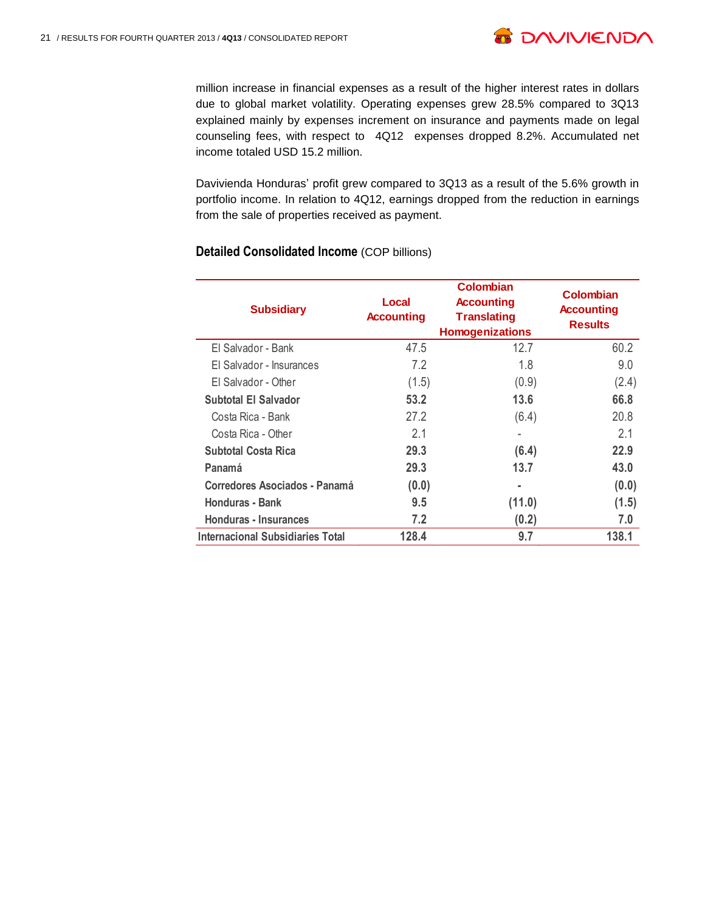million increase in financial expenses as a result of the higher interest rates in dollars due to global market volatility. Operating expenses grew 28.5% compared to 3Q13 explained mainly by expenses increment on insurance and payments made on legal counseling fees, with respect to 4Q12 expenses dropped 8.2%. Accumulated net income totaled USD 15.2 million.

Davivienda Honduras' profit grew compared to 3Q13 as a result of the 5.6% growth in portfolio income. In relation to 4Q12, earnings dropped from the reduction in earnings from the sale of properties received as payment.

**Detailed Consolidated Income** (COP billions)

| Subsidiary | Local Accounting | Colombian Accounting Translating Homogenizations | Colombian Accounting Results |
|---|---|---|---|
| El Salvador - Bank | 47.5 | 12.7 | 60.2 |
| El Salvador - Insurances | 7.2 | 1.8 | 9.0 |
| El Salvador - Other | (1.5) | (0.9) | (2.4) |
| **Subtotal El Salvador** | **53.2** | **13.6** | **66.8** |
| Costa Rica - Bank | 27.2 | (6.4) | 20.8 |
| Costa Rica - Other | 2.1 | - | 2.1 |
| **Subtotal Costa Rica** | **29.3** | **(6.4)** | **22.9** |
| **Panamá** | **29.3** | **13.7** | **43.0** |
| **Corredores Asociados - Panamá** | **(0.0)** | **-** | **(0.0)** |
| **Honduras - Bank** | **9.5** | **(11.0)** | **(1.5)** |
| **Honduras - Insurances** | **7.2** | **(0.2)** | **7.0** |
| **Internacional Subsidiaries Total** | **128.4** | **9.7** | **138.1** |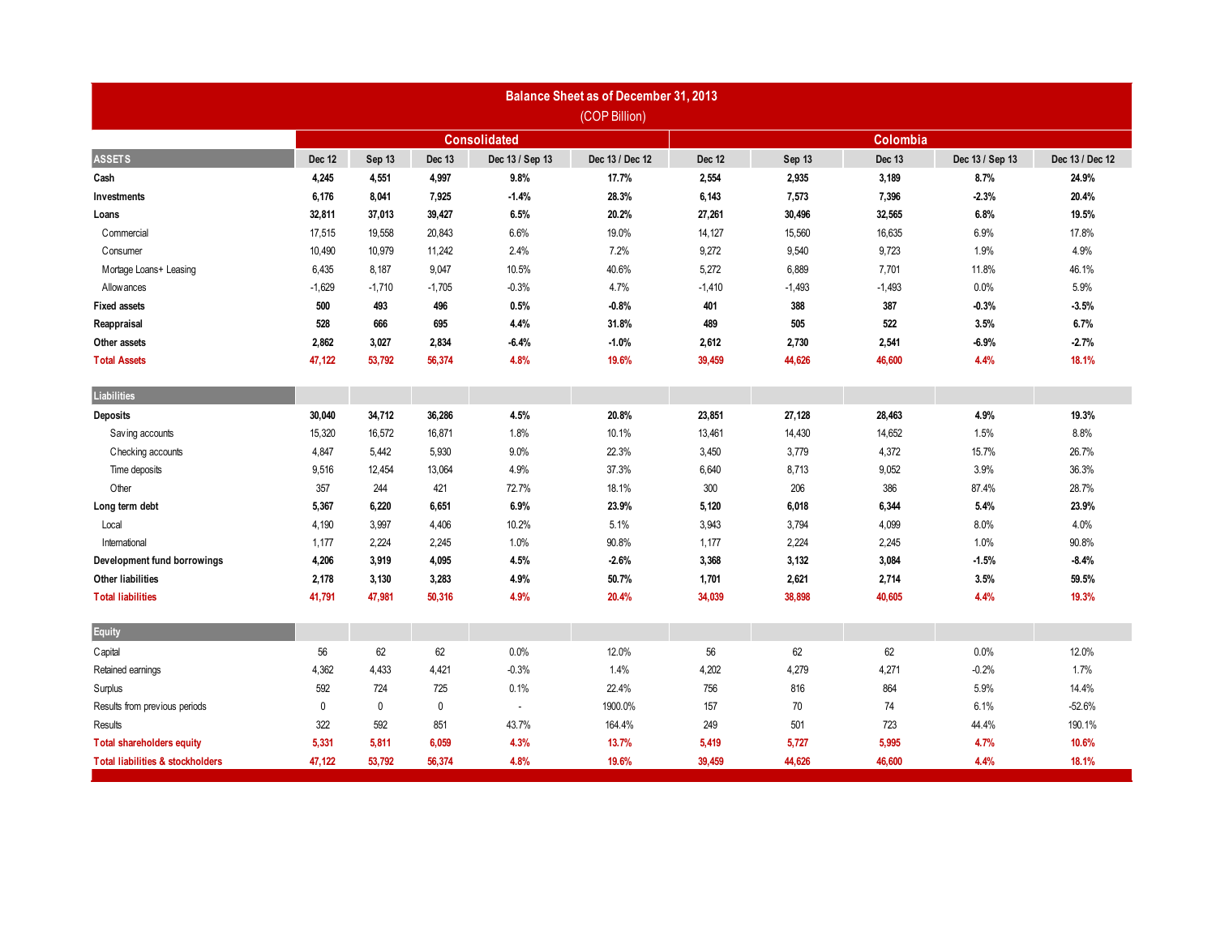**Balance Sheet as of December 31, 2013**
(COP Billion)

| | Consolidated | | | | | Colombia | | | | |
|---|---|---|---|---|---|---|---|---|---|---|
| **ASSETS** | Dec 12 | Sep 13 | Dec 13 | Dec 13 / Sep 13 | Dec 13 / Dec 12 | Dec 12 | Sep 13 | Dec 13 | Dec 13 / Sep 13 | Dec 13 / Dec 12 |
| **Cash** | **4,245** | **4,551** | **4,997** | **9.8%** | **17.7%** | **2,554** | **2,935** | **3,189** | **8.7%** | **24.9%** |
| **Investments** | **6,176** | **8,041** | **7,925** | **-1.4%** | **28.3%** | **6,143** | **7,573** | **7,396** | **-2.3%** | **20.4%** |
| **Loans** | **32,811** | **37,013** | **39,427** | **6.5%** | **20.2%** | **27,261** | **30,496** | **32,565** | **6.8%** | **19.5%** |
| Commercial | 17,515 | 19,558 | 20,843 | 6.6% | 19.0% | 14,127 | 15,560 | 16,635 | 6.9% | 17.8% |
| Consumer | 10,490 | 10,979 | 11,242 | 2.4% | 7.2% | 9,272 | 9,540 | 9,723 | 1.9% | 4.9% |
| Mortage Loans+ Leasing | 6,435 | 8,187 | 9,047 | 10.5% | 40.6% | 5,272 | 6,889 | 7,701 | 11.8% | 46.1% |
| Allowances | -1,629 | -1,710 | -1,705 | -0.3% | 4.7% | -1,410 | -1,493 | -1,493 | 0.0% | 5.9% |
| **Fixed assets** | **500** | **493** | **496** | **0.5%** | **-0.8%** | **401** | **388** | **387** | **-0.3%** | **-3.5%** |
| **Reappraisal** | **528** | **666** | **695** | **4.4%** | **31.8%** | **489** | **505** | **522** | **3.5%** | **6.7%** |
| **Other assets** | **2,862** | **3,027** | **2,834** | **-6.4%** | **-1.0%** | **2,612** | **2,730** | **2,541** | **-6.9%** | **-2.7%** |
| **Total Assets** | **47,122** | **53,792** | **56,374** | **4.8%** | **19.6%** | **39,459** | **44,626** | **46,600** | **4.4%** | **18.1%** |
| **Liabilities** | | | | | | | | | | |
| **Deposits** | **30,040** | **34,712** | **36,286** | **4.5%** | **20.8%** | **23,851** | **27,128** | **28,463** | **4.9%** | **19.3%** |
| Saving accounts | 15,320 | 16,572 | 16,871 | 1.8% | 10.1% | 13,461 | 14,430 | 14,652 | 1.5% | 8.8% |
| Checking accounts | 4,847 | 5,442 | 5,930 | 9.0% | 22.3% | 3,450 | 3,779 | 4,372 | 15.7% | 26.7% |
| Time deposits | 9,516 | 12,454 | 13,064 | 4.9% | 37.3% | 6,640 | 8,713 | 9,052 | 3.9% | 36.3% |
| Other | 357 | 244 | 421 | 72.7% | 18.1% | 300 | 206 | 386 | 87.4% | 28.7% |
| **Long term debt** | **5,367** | **6,220** | **6,651** | **6.9%** | **23.9%** | **5,120** | **6,018** | **6,344** | **5.4%** | **23.9%** |
| Local | 4,190 | 3,997 | 4,406 | 10.2% | 5.1% | 3,943 | 3,794 | 4,099 | 8.0% | 4.0% |
| International | 1,177 | 2,224 | 2,245 | 1.0% | 90.8% | 1,177 | 2,224 | 2,245 | 1.0% | 90.8% |
| **Development fund borrowings** | **4,206** | **3,919** | **4,095** | **4.5%** | **-2.6%** | **3,368** | **3,132** | **3,084** | **-1.5%** | **-8.4%** |
| **Other liabilities** | **2,178** | **3,130** | **3,283** | **4.9%** | **50.7%** | **1,701** | **2,621** | **2,714** | **3.5%** | **59.5%** |
| **Total liabilities** | **41,791** | **47,981** | **50,316** | **4.9%** | **20.4%** | **34,039** | **38,898** | **40,605** | **4.4%** | **19.3%** |
| **Equity** | | | | | | | | | | |
| Capital | 56 | 62 | 62 | 0.0% | 12.0% | 56 | 62 | 62 | 0.0% | 12.0% |
| Retained earnings | 4,362 | 4,433 | 4,421 | -0.3% | 1.4% | 4,202 | 4,279 | 4,271 | -0.2% | 1.7% |
| Surplus | 592 | 724 | 725 | 0.1% | 22.4% | 756 | 816 | 864 | 5.9% | 14.4% |
| Results from previous periods | 0 | 0 | 0 | - | 1900.0% | 157 | 70 | 74 | 6.1% | -52.6% |
| Results | 322 | 592 | 851 | 43.7% | 164.4% | 249 | 501 | 723 | 44.4% | 190.1% |
| **Total shareholders equity** | **5,331** | **5,811** | **6,059** | **4.3%** | **13.7%** | **5,419** | **5,727** | **5,995** | **4.7%** | **10.6%** |
| **Total liabilities & stockholders** | **47,122** | **53,792** | **56,374** | **4.8%** | **19.6%** | **39,459** | **44,626** | **46,600** | **4.4%** | **18.1%** |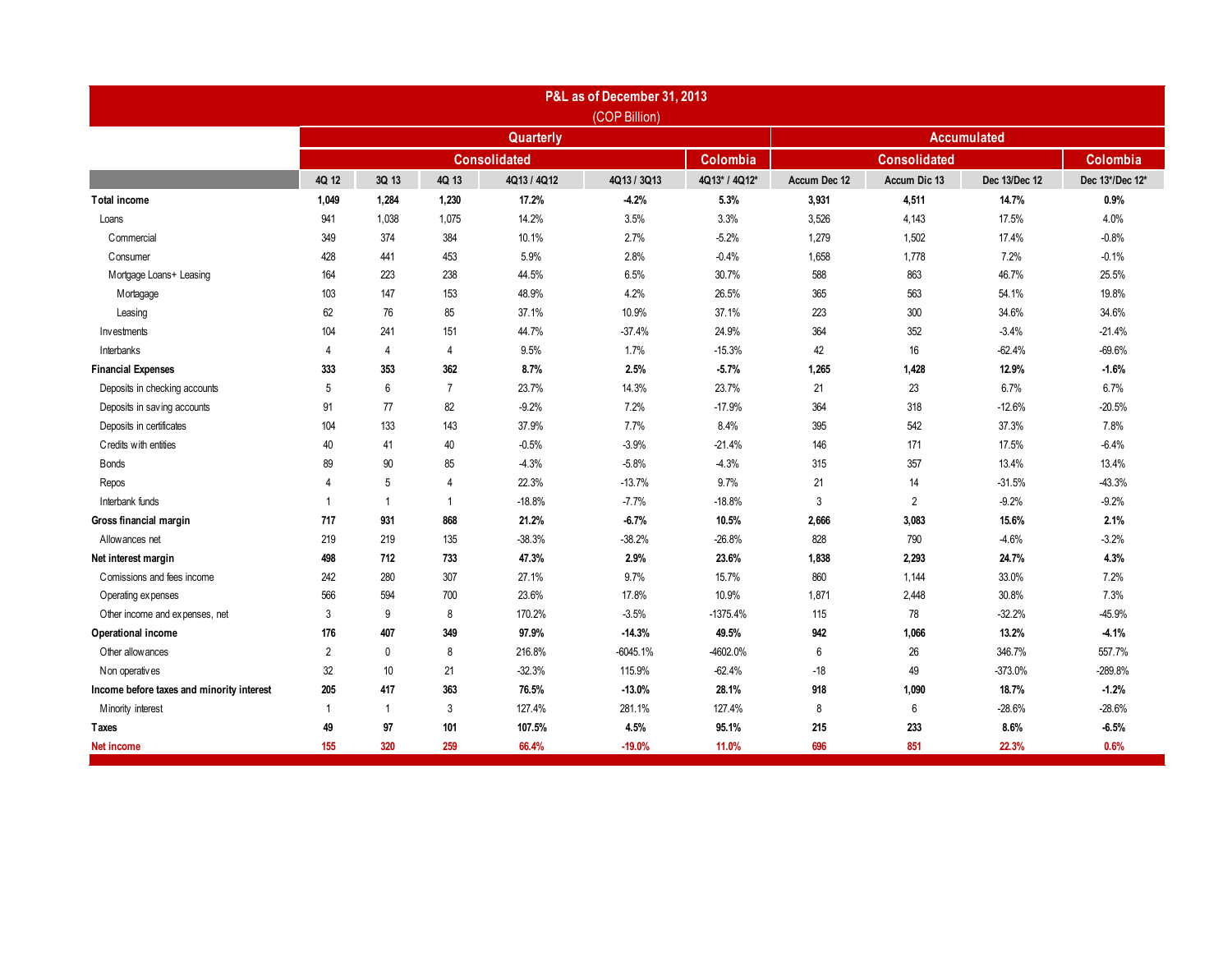## P&L as of December 31, 2013

(COP Billion)

| | Quarterly | | | | | | Accumulated | | | |
|---|---|---|---|---|---|---|---|---|---|---|
| | Consolidated | | | | | Colombia | Consolidated | | | Colombia |
| | 4Q 12 | 3Q 13 | 4Q 13 | 4Q13 / 4Q12 | 4Q13 / 3Q13 | 4Q13* / 4Q12* | Accum Dec 12 | Accum Dic 13 | Dec 13/Dec 12 | Dec 13*/Dec 12* |
| **Total income** | **1,049** | **1,284** | **1,230** | **17.2%** | **-4.2%** | **5.3%** | **3,931** | **4,511** | **14.7%** | **0.9%** |
| Loans | 941 | 1,038 | 1,075 | 14.2% | 3.5% | 3.3% | 3,526 | 4,143 | 17.5% | 4.0% |
| Commercial | 349 | 374 | 384 | 10.1% | 2.7% | -5.2% | 1,279 | 1,502 | 17.4% | -0.8% |
| Consumer | 428 | 441 | 453 | 5.9% | 2.8% | -0.4% | 1,658 | 1,778 | 7.2% | -0.1% |
| Mortgage Loans+ Leasing | 164 | 223 | 238 | 44.5% | 6.5% | 30.7% | 588 | 863 | 46.7% | 25.5% |
| Mortagage | 103 | 147 | 153 | 48.9% | 4.2% | 26.5% | 365 | 563 | 54.1% | 19.8% |
| Leasing | 62 | 76 | 85 | 37.1% | 10.9% | 37.1% | 223 | 300 | 34.6% | 34.6% |
| Investments | 104 | 241 | 151 | 44.7% | -37.4% | 24.9% | 364 | 352 | -3.4% | -21.4% |
| Interbanks | 4 | 4 | 4 | 9.5% | 1.7% | -15.3% | 42 | 16 | -62.4% | -69.6% |
| **Financial Expenses** | **333** | **353** | **362** | **8.7%** | **2.5%** | **-5.7%** | **1,265** | **1,428** | **12.9%** | **-1.6%** |
| Deposits in checking accounts | 5 | 6 | 7 | 23.7% | 14.3% | 23.7% | 21 | 23 | 6.7% | 6.7% |
| Deposits in saving accounts | 91 | 77 | 82 | -9.2% | 7.2% | -17.9% | 364 | 318 | -12.6% | -20.5% |
| Deposits in certificates | 104 | 133 | 143 | 37.9% | 7.7% | 8.4% | 395 | 542 | 37.3% | 7.8% |
| Credits with entities | 40 | 41 | 40 | -0.5% | -3.9% | -21.4% | 146 | 171 | 17.5% | -6.4% |
| Bonds | 89 | 90 | 85 | -4.3% | -5.8% | -4.3% | 315 | 357 | 13.4% | 13.4% |
| Repos | 4 | 5 | 4 | 22.3% | -13.7% | 9.7% | 21 | 14 | -31.5% | -43.3% |
| Interbank funds | 1 | 1 | 1 | -18.8% | -7.7% | -18.8% | 3 | 2 | -9.2% | -9.2% |
| **Gross financial margin** | **717** | **931** | **868** | **21.2%** | **-6.7%** | **10.5%** | **2,666** | **3,083** | **15.6%** | **2.1%** |
| Allowances net | 219 | 219 | 135 | -38.3% | -38.2% | -26.8% | 828 | 790 | -4.6% | -3.2% |
| **Net interest margin** | **498** | **712** | **733** | **47.3%** | **2.9%** | **23.6%** | **1,838** | **2,293** | **24.7%** | **4.3%** |
| Comissions and fees income | 242 | 280 | 307 | 27.1% | 9.7% | 15.7% | 860 | 1,144 | 33.0% | 7.2% |
| Operating expenses | 566 | 594 | 700 | 23.6% | 17.8% | 10.9% | 1,871 | 2,448 | 30.8% | 7.3% |
| Other income and expenses, net | 3 | 9 | 8 | 170.2% | -3.5% | -1375.4% | 115 | 78 | -32.2% | -45.9% |
| **Operational income** | **176** | **407** | **349** | **97.9%** | **-14.3%** | **49.5%** | **942** | **1,066** | **13.2%** | **-4.1%** |
| Other allowances | 2 | 0 | 8 | 216.8% | -6045.1% | -4602.0% | 6 | 26 | 346.7% | 557.7% |
| Non operatives | 32 | 10 | 21 | -32.3% | 115.9% | -62.4% | -18 | 49 | -373.0% | -289.8% |
| **Income before taxes and minority interest** | **205** | **417** | **363** | **76.5%** | **-13.0%** | **28.1%** | **918** | **1,090** | **18.7%** | **-1.2%** |
| Minority interest | 1 | 1 | 3 | 127.4% | 281.1% | 127.4% | 8 | 6 | -28.6% | -28.6% |
| **Taxes** | **49** | **97** | **101** | **107.5%** | **4.5%** | **95.1%** | **215** | **233** | **8.6%** | **-6.5%** |
| **Net income** | **155** | **320** | **259** | **66.4%** | **-19.0%** | **11.0%** | **696** | **851** | **22.3%** | **0.6%** |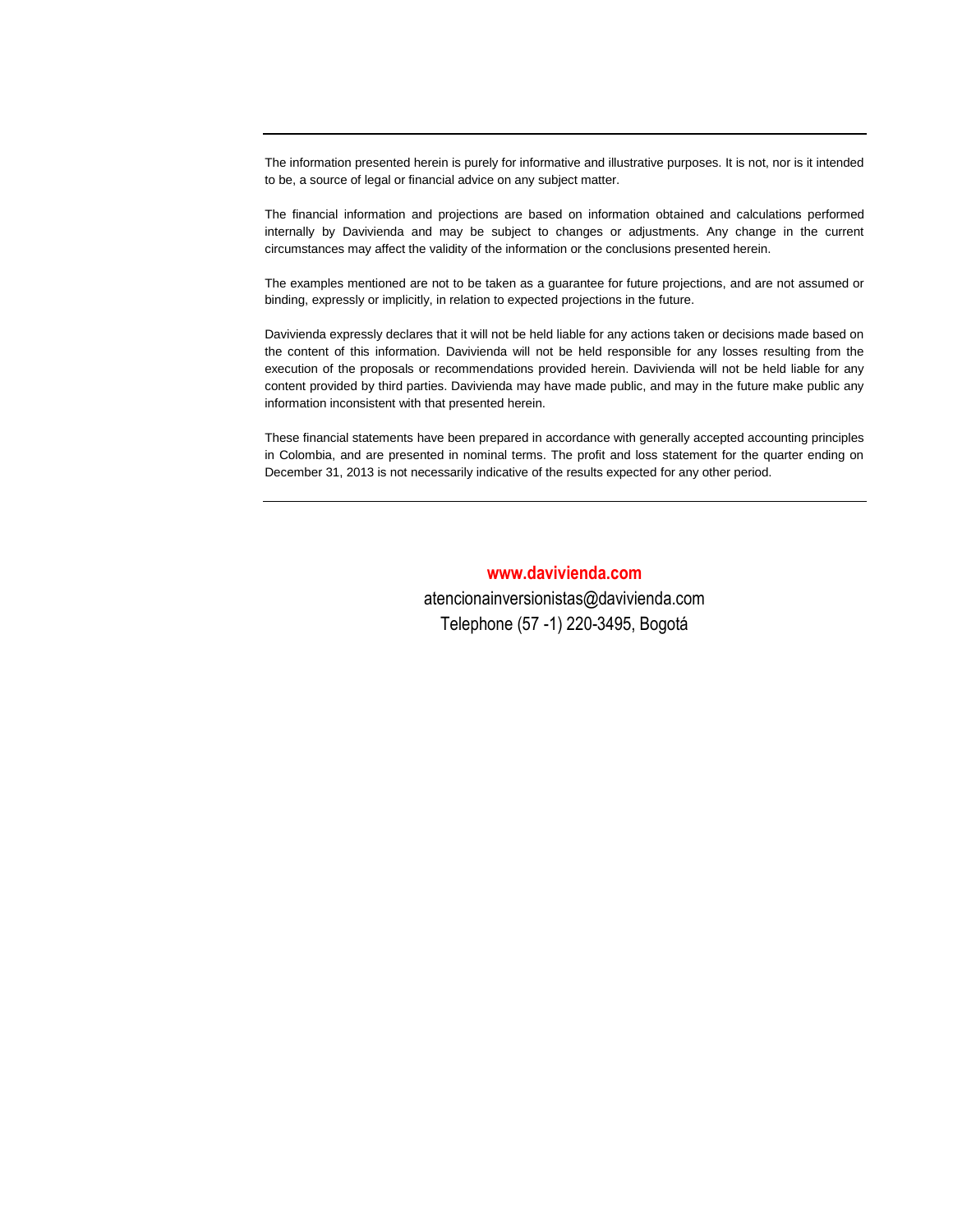The information presented herein is purely for informative and illustrative purposes. It is not, nor is it intended to be, a source of legal or financial advice on any subject matter.

The financial information and projections are based on information obtained and calculations performed internally by Davivienda and may be subject to changes or adjustments. Any change in the current circumstances may affect the validity of the information or the conclusions presented herein.

The examples mentioned are not to be taken as a guarantee for future projections, and are not assumed or binding, expressly or implicitly, in relation to expected projections in the future.

Davivienda expressly declares that it will not be held liable for any actions taken or decisions made based on the content of this information. Davivienda will not be held responsible for any losses resulting from the execution of the proposals or recommendations provided herein. Davivienda will not be held liable for any content provided by third parties. Davivienda may have made public, and may in the future make public any information inconsistent with that presented herein.

These financial statements have been prepared in accordance with generally accepted accounting principles in Colombia, and are presented in nominal terms. The profit and loss statement for the quarter ending on December 31, 2013 is not necessarily indicative of the results expected for any other period.

**www.davivienda.com**

atencionainversionistas@davivienda.com

Telephone (57 -1) 220-3495, Bogotá